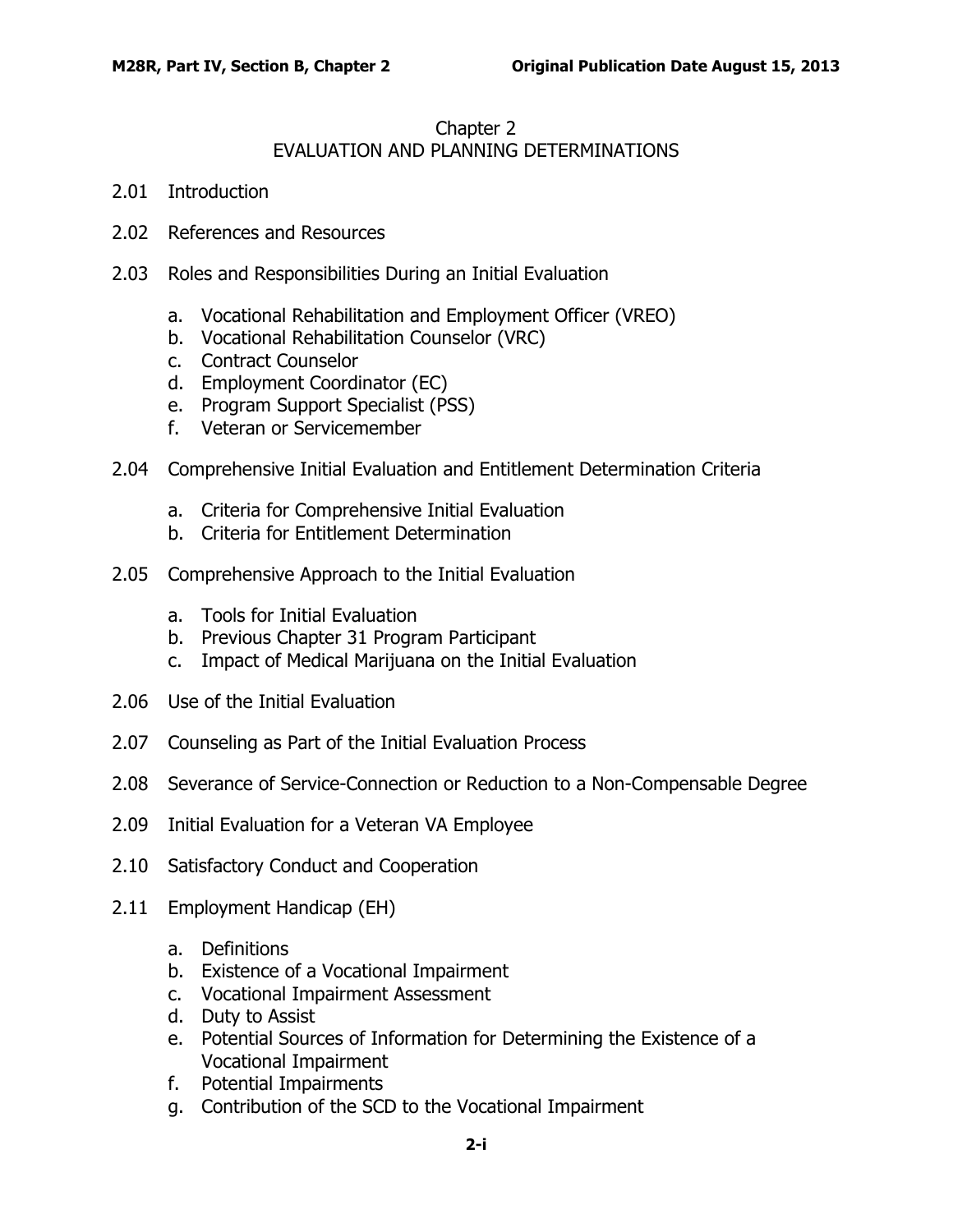# Chapter 2
# EVALUATION AND PLANNING DETERMINATIONS

2.01 Introduction

2.02 References and Resources

2.03 Roles and Responsibilities During an Initial Evaluation

- a. Vocational Rehabilitation and Employment Officer (VREO)
- b. Vocational Rehabilitation Counselor (VRC)
- c. Contract Counselor
- d. Employment Coordinator (EC)
- e. Program Support Specialist (PSS)
- f. Veteran or Servicemember

2.04 Comprehensive Initial Evaluation and Entitlement Determination Criteria

- a. Criteria for Comprehensive Initial Evaluation
- b. Criteria for Entitlement Determination

2.05 Comprehensive Approach to the Initial Evaluation

- a. Tools for Initial Evaluation
- b. Previous Chapter 31 Program Participant
- c. Impact of Medical Marijuana on the Initial Evaluation

2.06 Use of the Initial Evaluation

2.07 Counseling as Part of the Initial Evaluation Process

2.08 Severance of Service-Connection or Reduction to a Non-Compensable Degree

2.09 Initial Evaluation for a Veteran VA Employee

2.10 Satisfactory Conduct and Cooperation

2.11 Employment Handicap (EH)

- a. Definitions
- b. Existence of a Vocational Impairment
- c. Vocational Impairment Assessment
- d. Duty to Assist
- e. Potential Sources of Information for Determining the Existence of a Vocational Impairment
- f. Potential Impairments
- g. Contribution of the SCD to the Vocational Impairment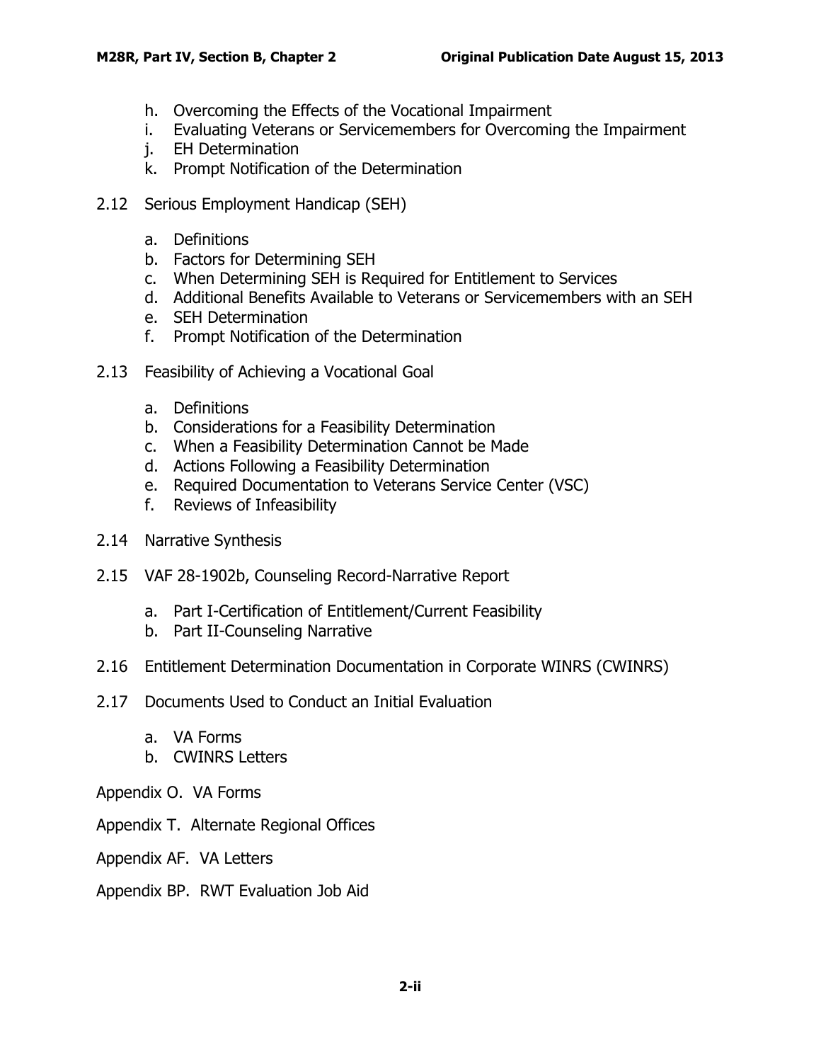h. Overcoming the Effects of the Vocational Impairment
i. Evaluating Veterans or Servicemembers for Overcoming the Impairment
j. EH Determination
k. Prompt Notification of the Determination

2.12 Serious Employment Handicap (SEH)

a. Definitions
b. Factors for Determining SEH
c. When Determining SEH is Required for Entitlement to Services
d. Additional Benefits Available to Veterans or Servicemembers with an SEH
e. SEH Determination
f. Prompt Notification of the Determination

2.13 Feasibility of Achieving a Vocational Goal

a. Definitions
b. Considerations for a Feasibility Determination
c. When a Feasibility Determination Cannot be Made
d. Actions Following a Feasibility Determination
e. Required Documentation to Veterans Service Center (VSC)
f. Reviews of Infeasibility

2.14 Narrative Synthesis

2.15 VAF 28-1902b, Counseling Record-Narrative Report

a. Part I-Certification of Entitlement/Current Feasibility
b. Part II-Counseling Narrative

2.16 Entitlement Determination Documentation in Corporate WINRS (CWINRS)

2.17 Documents Used to Conduct an Initial Evaluation

a. VA Forms
b. CWINRS Letters

Appendix O. VA Forms

Appendix T. Alternate Regional Offices

Appendix AF. VA Letters

Appendix BP. RWT Evaluation Job Aid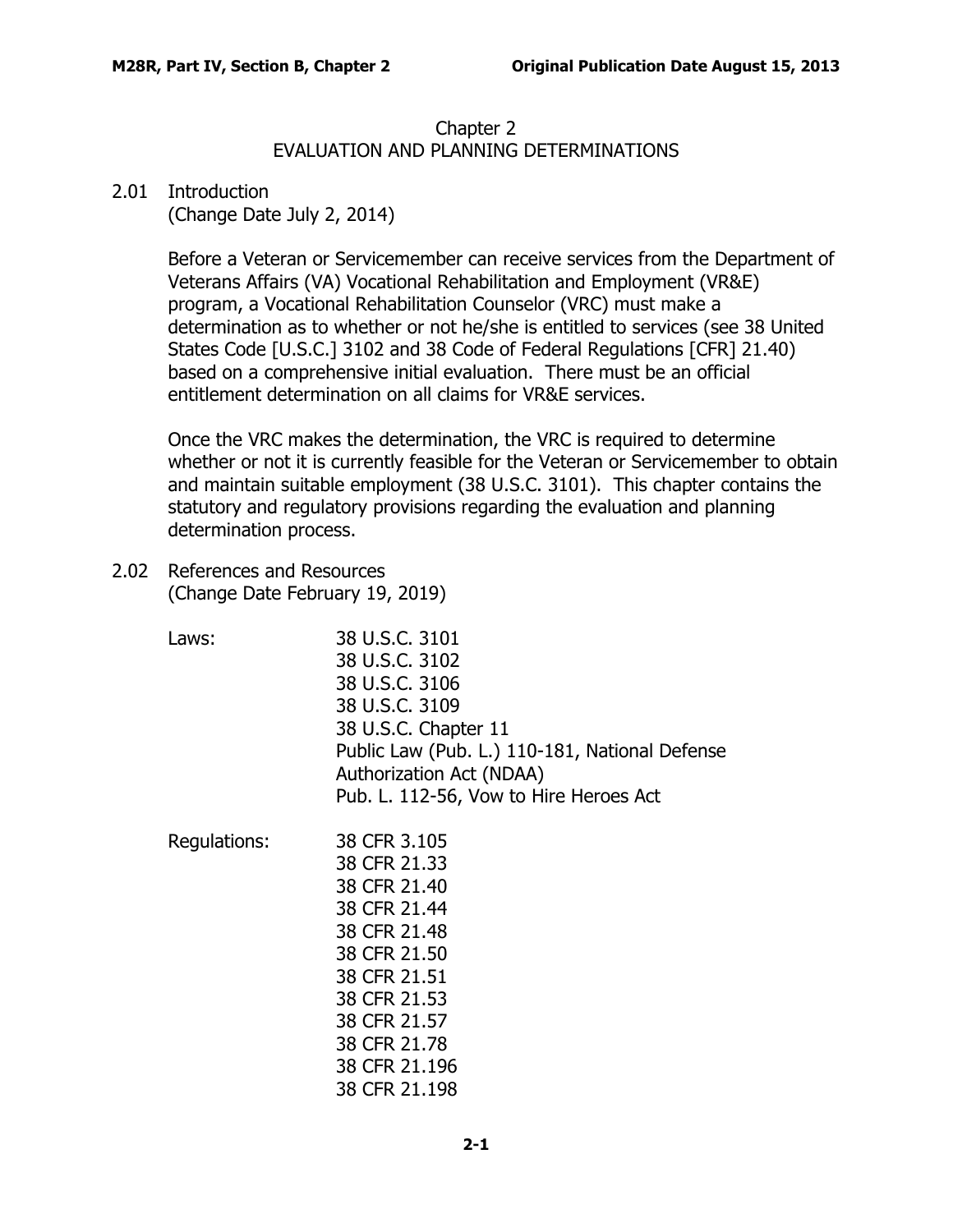# Chapter 2
## EVALUATION AND PLANNING DETERMINATIONS

## 2.01 Introduction
(Change Date July 2, 2014)

Before a Veteran or Servicemember can receive services from the Department of Veterans Affairs (VA) Vocational Rehabilitation and Employment (VR&E) program, a Vocational Rehabilitation Counselor (VRC) must make a determination as to whether or not he/she is entitled to services (see 38 United States Code [U.S.C.] 3102 and 38 Code of Federal Regulations [CFR] 21.40) based on a comprehensive initial evaluation. There must be an official entitlement determination on all claims for VR&E services.

Once the VRC makes the determination, the VRC is required to determine whether or not it is currently feasible for the Veteran or Servicemember to obtain and maintain suitable employment (38 U.S.C. 3101). This chapter contains the statutory and regulatory provisions regarding the evaluation and planning determination process.

## 2.02 References and Resources
(Change Date February 19, 2019)

Laws:
- 38 U.S.C. 3101
- 38 U.S.C. 3102
- 38 U.S.C. 3106
- 38 U.S.C. 3109
- 38 U.S.C. Chapter 11
- Public Law (Pub. L.) 110-181, National Defense Authorization Act (NDAA)
- Pub. L. 112-56, Vow to Hire Heroes Act

Regulations:
- 38 CFR 3.105
- 38 CFR 21.33
- 38 CFR 21.40
- 38 CFR 21.44
- 38 CFR 21.48
- 38 CFR 21.50
- 38 CFR 21.51
- 38 CFR 21.53
- 38 CFR 21.57
- 38 CFR 21.78
- 38 CFR 21.196
- 38 CFR 21.198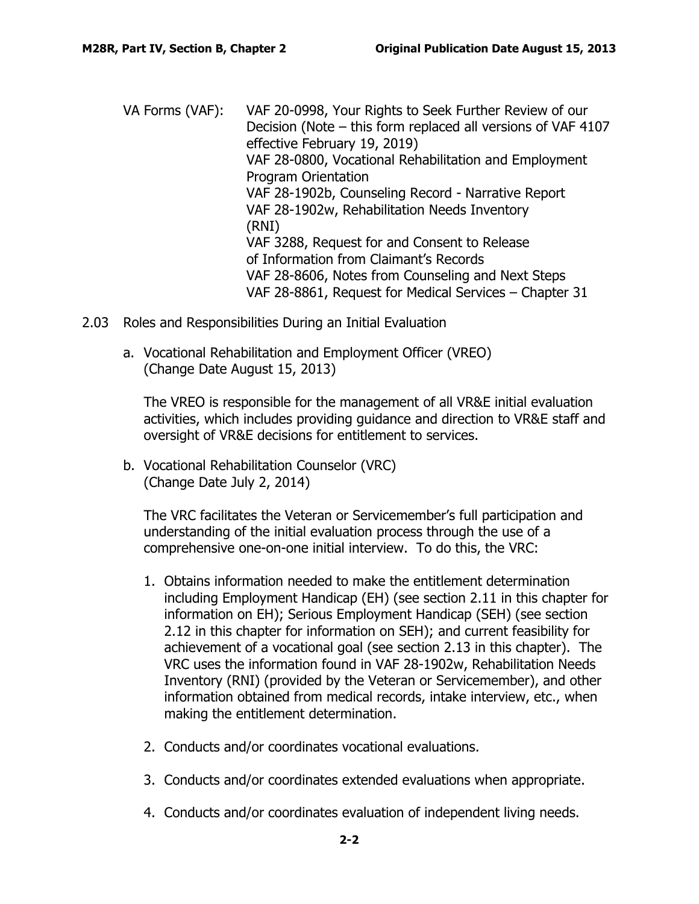VA Forms (VAF): VAF 20-0998, Your Rights to Seek Further Review of our Decision (Note – this form replaced all versions of VAF 4107 effective February 19, 2019)
VAF 28-0800, Vocational Rehabilitation and Employment Program Orientation
VAF 28-1902b, Counseling Record - Narrative Report
VAF 28-1902w, Rehabilitation Needs Inventory (RNI)
VAF 3288, Request for and Consent to Release of Information from Claimant's Records
VAF 28-8606, Notes from Counseling and Next Steps
VAF 28-8861, Request for Medical Services – Chapter 31

## 2.03 Roles and Responsibilities During an Initial Evaluation

### a. Vocational Rehabilitation and Employment Officer (VREO) (Change Date August 15, 2013)

The VREO is responsible for the management of all VR&E initial evaluation activities, which includes providing guidance and direction to VR&E staff and oversight of VR&E decisions for entitlement to services.

### b. Vocational Rehabilitation Counselor (VRC) (Change Date July 2, 2014)

The VRC facilitates the Veteran or Servicemember's full participation and understanding of the initial evaluation process through the use of a comprehensive one-on-one initial interview. To do this, the VRC:

1. Obtains information needed to make the entitlement determination including Employment Handicap (EH) (see section 2.11 in this chapter for information on EH); Serious Employment Handicap (SEH) (see section 2.12 in this chapter for information on SEH); and current feasibility for achievement of a vocational goal (see section 2.13 in this chapter). The VRC uses the information found in VAF 28-1902w, Rehabilitation Needs Inventory (RNI) (provided by the Veteran or Servicemember), and other information obtained from medical records, intake interview, etc., when making the entitlement determination.

2. Conducts and/or coordinates vocational evaluations.

3. Conducts and/or coordinates extended evaluations when appropriate.

4. Conducts and/or coordinates evaluation of independent living needs.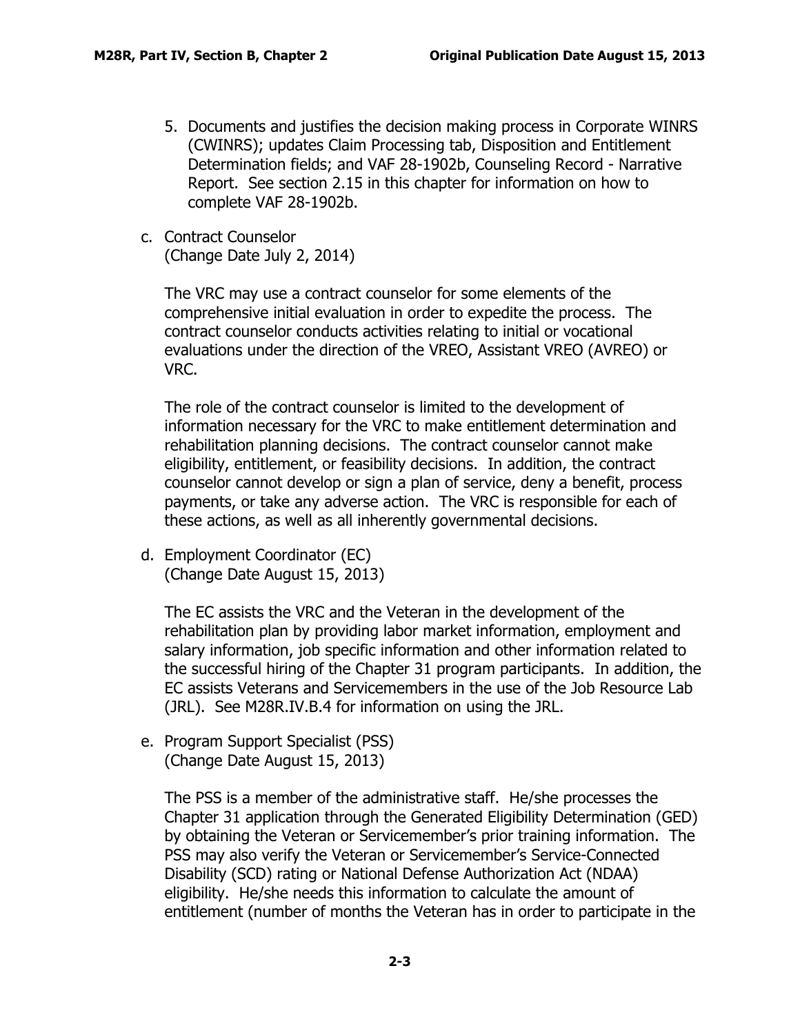5. Documents and justifies the decision making process in Corporate WINRS (CWINRS); updates Claim Processing tab, Disposition and Entitlement Determination fields; and VAF 28-1902b, Counseling Record - Narrative Report. See section 2.15 in this chapter for information on how to complete VAF 28-1902b.

c. Contract Counselor
(Change Date July 2, 2014)

The VRC may use a contract counselor for some elements of the comprehensive initial evaluation in order to expedite the process. The contract counselor conducts activities relating to initial or vocational evaluations under the direction of the VREO, Assistant VREO (AVREO) or VRC.

The role of the contract counselor is limited to the development of information necessary for the VRC to make entitlement determination and rehabilitation planning decisions. The contract counselor cannot make eligibility, entitlement, or feasibility decisions. In addition, the contract counselor cannot develop or sign a plan of service, deny a benefit, process payments, or take any adverse action. The VRC is responsible for each of these actions, as well as all inherently governmental decisions.

d. Employment Coordinator (EC)
(Change Date August 15, 2013)

The EC assists the VRC and the Veteran in the development of the rehabilitation plan by providing labor market information, employment and salary information, job specific information and other information related to the successful hiring of the Chapter 31 program participants. In addition, the EC assists Veterans and Servicemembers in the use of the Job Resource Lab (JRL). See M28R.IV.B.4 for information on using the JRL.

e. Program Support Specialist (PSS)
(Change Date August 15, 2013)

The PSS is a member of the administrative staff. He/she processes the Chapter 31 application through the Generated Eligibility Determination (GED) by obtaining the Veteran or Servicemember's prior training information. The PSS may also verify the Veteran or Servicemember's Service-Connected Disability (SCD) rating or National Defense Authorization Act (NDAA) eligibility. He/she needs this information to calculate the amount of entitlement (number of months the Veteran has in order to participate in the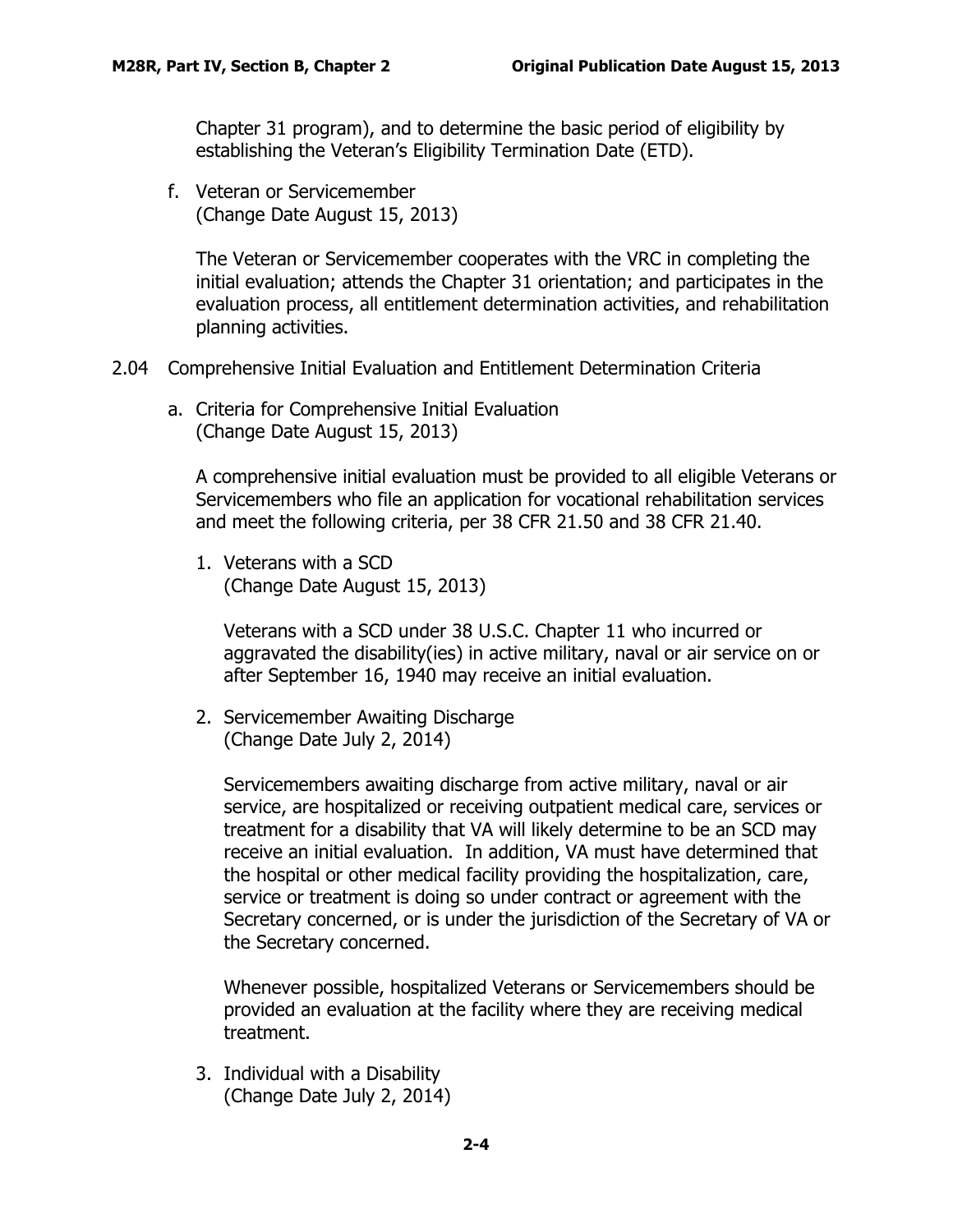Chapter 31 program), and to determine the basic period of eligibility by establishing the Veteran's Eligibility Termination Date (ETD).

f. Veteran or Servicemember
(Change Date August 15, 2013)

The Veteran or Servicemember cooperates with the VRC in completing the initial evaluation; attends the Chapter 31 orientation; and participates in the evaluation process, all entitlement determination activities, and rehabilitation planning activities.

## 2.04 Comprehensive Initial Evaluation and Entitlement Determination Criteria

a. Criteria for Comprehensive Initial Evaluation
(Change Date August 15, 2013)

A comprehensive initial evaluation must be provided to all eligible Veterans or Servicemembers who file an application for vocational rehabilitation services and meet the following criteria, per 38 CFR 21.50 and 38 CFR 21.40.

1. Veterans with a SCD
(Change Date August 15, 2013)

Veterans with a SCD under 38 U.S.C. Chapter 11 who incurred or aggravated the disability(ies) in active military, naval or air service on or after September 16, 1940 may receive an initial evaluation.

2. Servicemember Awaiting Discharge
(Change Date July 2, 2014)

Servicemembers awaiting discharge from active military, naval or air service, are hospitalized or receiving outpatient medical care, services or treatment for a disability that VA will likely determine to be an SCD may receive an initial evaluation. In addition, VA must have determined that the hospital or other medical facility providing the hospitalization, care, service or treatment is doing so under contract or agreement with the Secretary concerned, or is under the jurisdiction of the Secretary of VA or the Secretary concerned.

Whenever possible, hospitalized Veterans or Servicemembers should be provided an evaluation at the facility where they are receiving medical treatment.

3. Individual with a Disability
(Change Date July 2, 2014)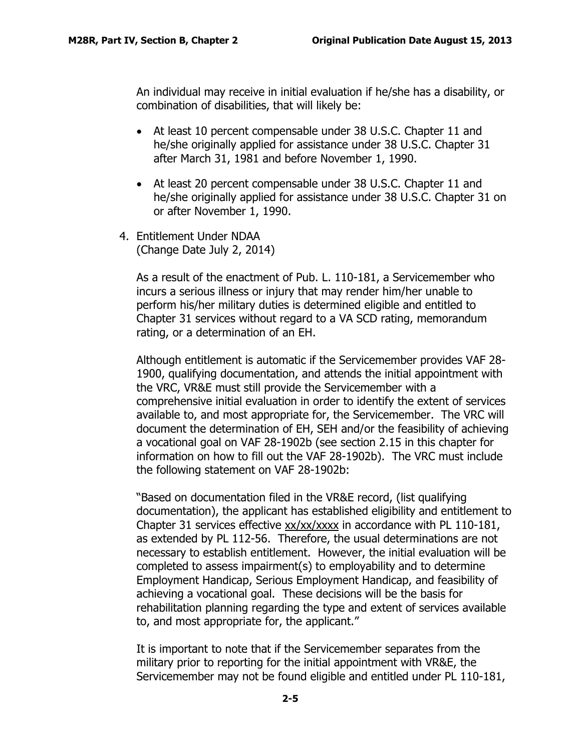An individual may receive in initial evaluation if he/she has a disability, or combination of disabilities, that will likely be:

- At least 10 percent compensable under 38 U.S.C. Chapter 11 and he/she originally applied for assistance under 38 U.S.C. Chapter 31 after March 31, 1981 and before November 1, 1990.
- At least 20 percent compensable under 38 U.S.C. Chapter 11 and he/she originally applied for assistance under 38 U.S.C. Chapter 31 on or after November 1, 1990.

4. Entitlement Under NDAA
(Change Date July 2, 2014)

As a result of the enactment of Pub. L. 110-181, a Servicemember who incurs a serious illness or injury that may render him/her unable to perform his/her military duties is determined eligible and entitled to Chapter 31 services without regard to a VA SCD rating, memorandum rating, or a determination of an EH.

Although entitlement is automatic if the Servicemember provides VAF 28-1900, qualifying documentation, and attends the initial appointment with the VRC, VR&E must still provide the Servicemember with a comprehensive initial evaluation in order to identify the extent of services available to, and most appropriate for, the Servicemember. The VRC will document the determination of EH, SEH and/or the feasibility of achieving a vocational goal on VAF 28-1902b (see section 2.15 in this chapter for information on how to fill out the VAF 28-1902b). The VRC must include the following statement on VAF 28-1902b:

"Based on documentation filed in the VR&E record, (list qualifying documentation), the applicant has established eligibility and entitlement to Chapter 31 services effective <u>xx/xx/xxxx</u> in accordance with PL 110-181, as extended by PL 112-56. Therefore, the usual determinations are not necessary to establish entitlement. However, the initial evaluation will be completed to assess impairment(s) to employability and to determine Employment Handicap, Serious Employment Handicap, and feasibility of achieving a vocational goal. These decisions will be the basis for rehabilitation planning regarding the type and extent of services available to, and most appropriate for, the applicant."

It is important to note that if the Servicemember separates from the military prior to reporting for the initial appointment with VR&E, the Servicemember may not be found eligible and entitled under PL 110-181,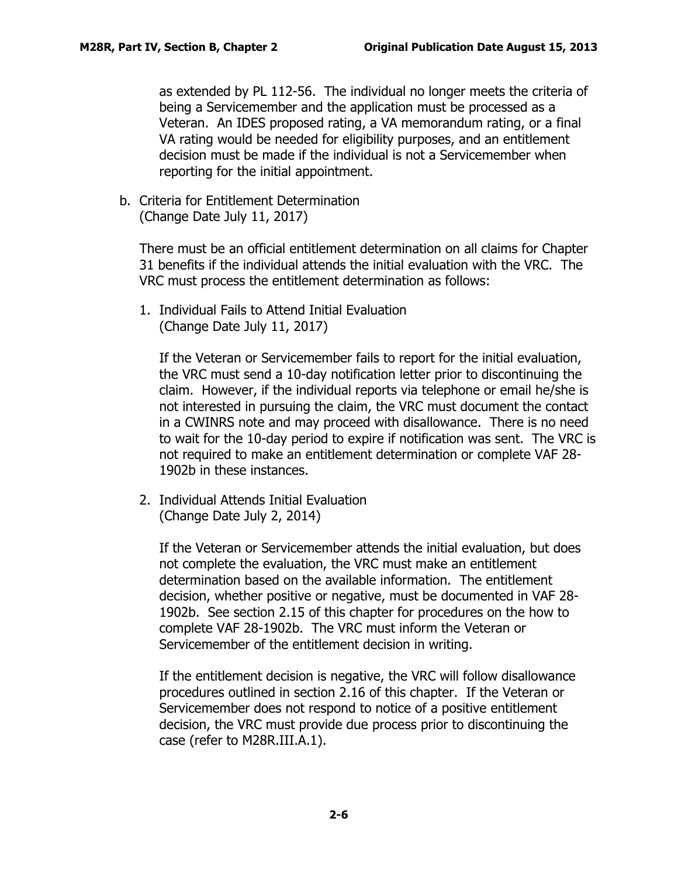as extended by PL 112-56. The individual no longer meets the criteria of being a Servicemember and the application must be processed as a Veteran. An IDES proposed rating, a VA memorandum rating, or a final VA rating would be needed for eligibility purposes, and an entitlement decision must be made if the individual is not a Servicemember when reporting for the initial appointment.

b. Criteria for Entitlement Determination
(Change Date July 11, 2017)

There must be an official entitlement determination on all claims for Chapter 31 benefits if the individual attends the initial evaluation with the VRC. The VRC must process the entitlement determination as follows:

1. Individual Fails to Attend Initial Evaluation
(Change Date July 11, 2017)

If the Veteran or Servicemember fails to report for the initial evaluation, the VRC must send a 10-day notification letter prior to discontinuing the claim. However, if the individual reports via telephone or email he/she is not interested in pursuing the claim, the VRC must document the contact in a CWINRS note and may proceed with disallowance. There is no need to wait for the 10-day period to expire if notification was sent. The VRC is not required to make an entitlement determination or complete VAF 28-1902b in these instances.

2. Individual Attends Initial Evaluation
(Change Date July 2, 2014)

If the Veteran or Servicemember attends the initial evaluation, but does not complete the evaluation, the VRC must make an entitlement determination based on the available information. The entitlement decision, whether positive or negative, must be documented in VAF 28-1902b. See section 2.15 of this chapter for procedures on the how to complete VAF 28-1902b. The VRC must inform the Veteran or Servicemember of the entitlement decision in writing.

If the entitlement decision is negative, the VRC will follow disallowance procedures outlined in section 2.16 of this chapter. If the Veteran or Servicemember does not respond to notice of a positive entitlement decision, the VRC must provide due process prior to discontinuing the case (refer to M28R.III.A.1).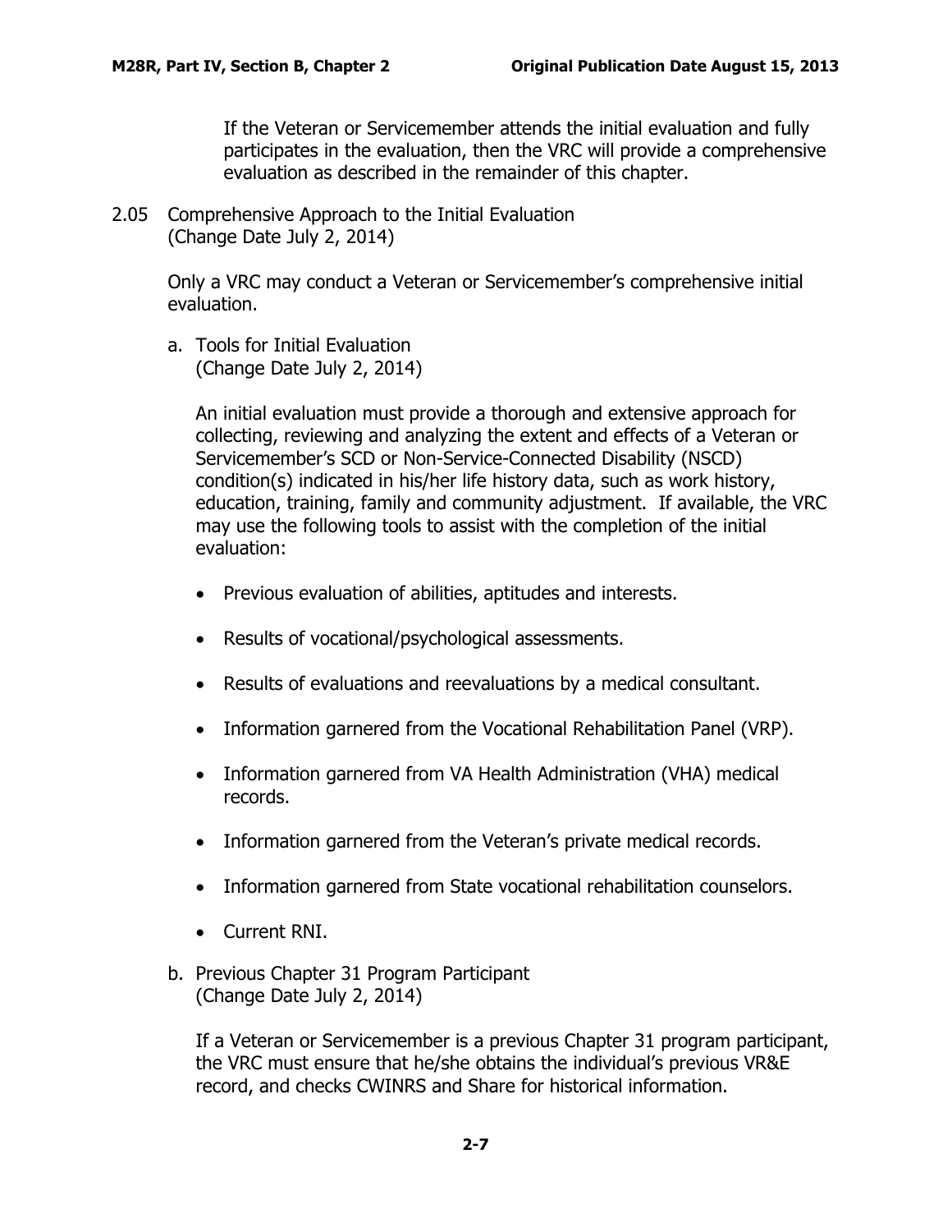If the Veteran or Servicemember attends the initial evaluation and fully participates in the evaluation, then the VRC will provide a comprehensive evaluation as described in the remainder of this chapter.

## 2.05 Comprehensive Approach to the Initial Evaluation (Change Date July 2, 2014)

Only a VRC may conduct a Veteran or Servicemember's comprehensive initial evaluation.

### a. Tools for Initial Evaluation (Change Date July 2, 2014)

An initial evaluation must provide a thorough and extensive approach for collecting, reviewing and analyzing the extent and effects of a Veteran or Servicemember's SCD or Non-Service-Connected Disability (NSCD) condition(s) indicated in his/her life history data, such as work history, education, training, family and community adjustment. If available, the VRC may use the following tools to assist with the completion of the initial evaluation:

- Previous evaluation of abilities, aptitudes and interests.
- Results of vocational/psychological assessments.
- Results of evaluations and reevaluations by a medical consultant.
- Information garnered from the Vocational Rehabilitation Panel (VRP).
- Information garnered from VA Health Administration (VHA) medical records.
- Information garnered from the Veteran's private medical records.
- Information garnered from State vocational rehabilitation counselors.
- Current RNI.

### b. Previous Chapter 31 Program Participant (Change Date July 2, 2014)

If a Veteran or Servicemember is a previous Chapter 31 program participant, the VRC must ensure that he/she obtains the individual's previous VR&E record, and checks CWINRS and Share for historical information.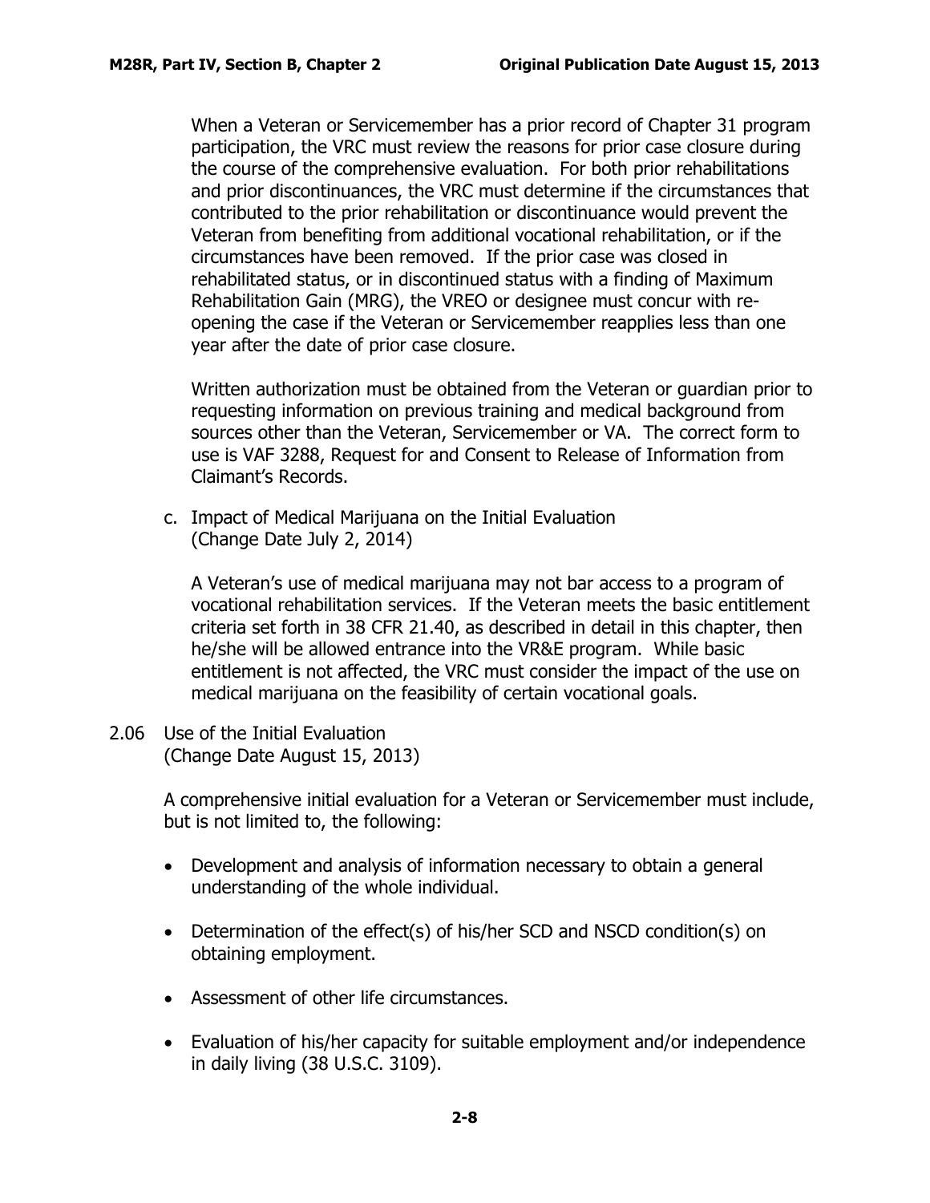When a Veteran or Servicemember has a prior record of Chapter 31 program participation, the VRC must review the reasons for prior case closure during the course of the comprehensive evaluation. For both prior rehabilitations and prior discontinuances, the VRC must determine if the circumstances that contributed to the prior rehabilitation or discontinuance would prevent the Veteran from benefiting from additional vocational rehabilitation, or if the circumstances have been removed. If the prior case was closed in rehabilitated status, or in discontinued status with a finding of Maximum Rehabilitation Gain (MRG), the VREO or designee must concur with re-opening the case if the Veteran or Servicemember reapplies less than one year after the date of prior case closure.

Written authorization must be obtained from the Veteran or guardian prior to requesting information on previous training and medical background from sources other than the Veteran, Servicemember or VA. The correct form to use is VAF 3288, Request for and Consent to Release of Information from Claimant's Records.

c. Impact of Medical Marijuana on the Initial Evaluation
(Change Date July 2, 2014)

A Veteran's use of medical marijuana may not bar access to a program of vocational rehabilitation services. If the Veteran meets the basic entitlement criteria set forth in 38 CFR 21.40, as described in detail in this chapter, then he/she will be allowed entrance into the VR&E program. While basic entitlement is not affected, the VRC must consider the impact of the use on medical marijuana on the feasibility of certain vocational goals.

## 2.06 Use of the Initial Evaluation
(Change Date August 15, 2013)

A comprehensive initial evaluation for a Veteran or Servicemember must include, but is not limited to, the following:

- Development and analysis of information necessary to obtain a general understanding of the whole individual.
- Determination of the effect(s) of his/her SCD and NSCD condition(s) on obtaining employment.
- Assessment of other life circumstances.
- Evaluation of his/her capacity for suitable employment and/or independence in daily living (38 U.S.C. 3109).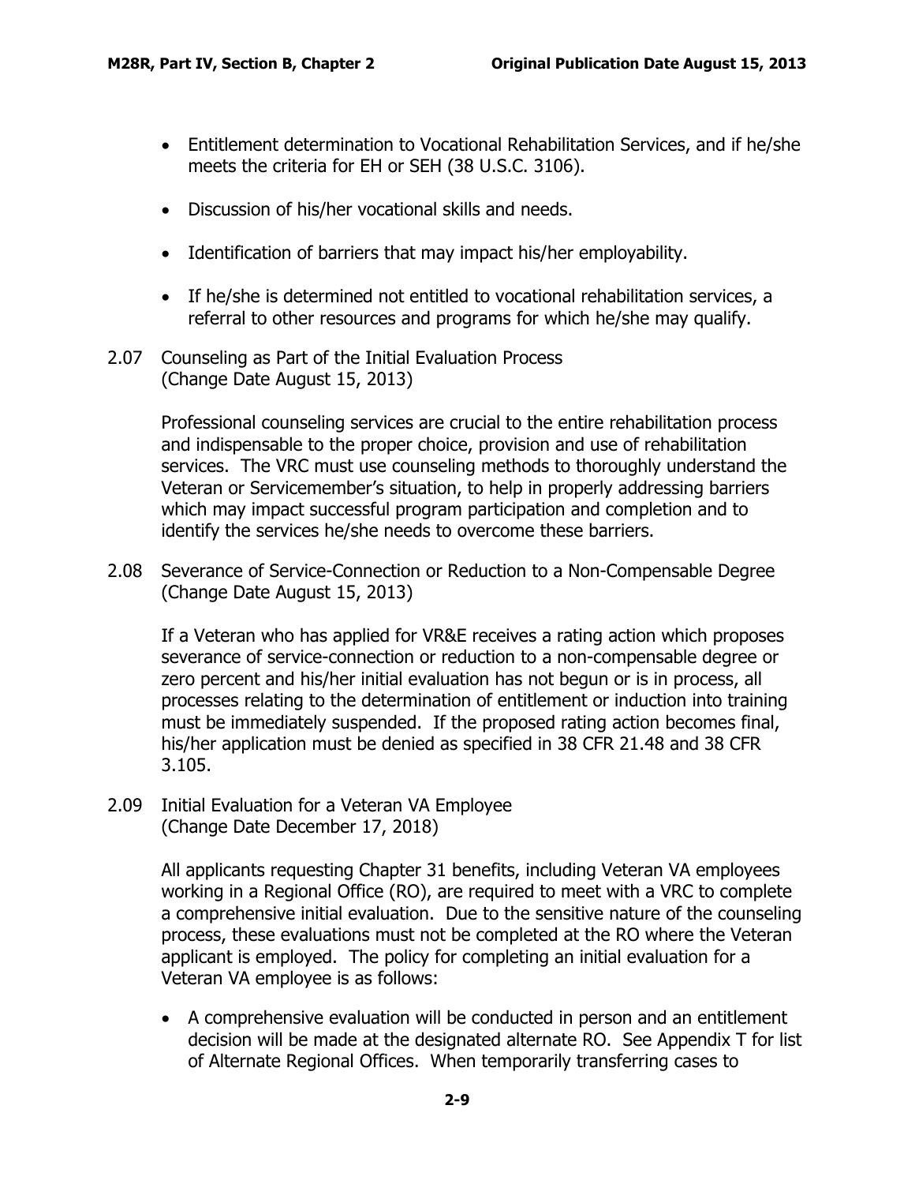- Entitlement determination to Vocational Rehabilitation Services, and if he/she meets the criteria for EH or SEH (38 U.S.C. 3106).
- Discussion of his/her vocational skills and needs.
- Identification of barriers that may impact his/her employability.
- If he/she is determined not entitled to vocational rehabilitation services, a referral to other resources and programs for which he/she may qualify.

## 2.07 Counseling as Part of the Initial Evaluation Process
(Change Date August 15, 2013)

Professional counseling services are crucial to the entire rehabilitation process and indispensable to the proper choice, provision and use of rehabilitation services. The VRC must use counseling methods to thoroughly understand the Veteran or Servicemember's situation, to help in properly addressing barriers which may impact successful program participation and completion and to identify the services he/she needs to overcome these barriers.

## 2.08 Severance of Service-Connection or Reduction to a Non-Compensable Degree
(Change Date August 15, 2013)

If a Veteran who has applied for VR&E receives a rating action which proposes severance of service-connection or reduction to a non-compensable degree or zero percent and his/her initial evaluation has not begun or is in process, all processes relating to the determination of entitlement or induction into training must be immediately suspended. If the proposed rating action becomes final, his/her application must be denied as specified in 38 CFR 21.48 and 38 CFR 3.105.

## 2.09 Initial Evaluation for a Veteran VA Employee
(Change Date December 17, 2018)

All applicants requesting Chapter 31 benefits, including Veteran VA employees working in a Regional Office (RO), are required to meet with a VRC to complete a comprehensive initial evaluation. Due to the sensitive nature of the counseling process, these evaluations must not be completed at the RO where the Veteran applicant is employed. The policy for completing an initial evaluation for a Veteran VA employee is as follows:

- A comprehensive evaluation will be conducted in person and an entitlement decision will be made at the designated alternate RO. See Appendix T for list of Alternate Regional Offices. When temporarily transferring cases to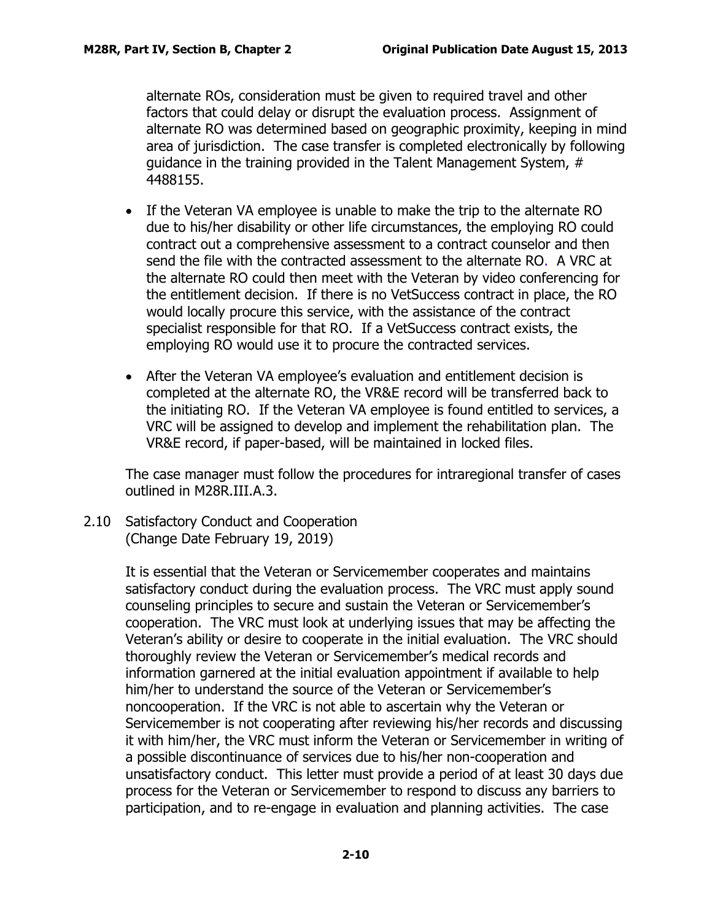alternate ROs, consideration must be given to required travel and other factors that could delay or disrupt the evaluation process. Assignment of alternate RO was determined based on geographic proximity, keeping in mind area of jurisdiction. The case transfer is completed electronically by following guidance in the training provided in the Talent Management System, # 4488155.

- If the Veteran VA employee is unable to make the trip to the alternate RO due to his/her disability or other life circumstances, the employing RO could contract out a comprehensive assessment to a contract counselor and then send the file with the contracted assessment to the alternate RO. A VRC at the alternate RO could then meet with the Veteran by video conferencing for the entitlement decision. If there is no VetSuccess contract in place, the RO would locally procure this service, with the assistance of the contract specialist responsible for that RO. If a VetSuccess contract exists, the employing RO would use it to procure the contracted services.
- After the Veteran VA employee's evaluation and entitlement decision is completed at the alternate RO, the VR&E record will be transferred back to the initiating RO. If the Veteran VA employee is found entitled to services, a VRC will be assigned to develop and implement the rehabilitation plan. The VR&E record, if paper-based, will be maintained in locked files.

The case manager must follow the procedures for intraregional transfer of cases outlined in M28R.III.A.3.

## 2.10 Satisfactory Conduct and Cooperation
(Change Date February 19, 2019)

It is essential that the Veteran or Servicemember cooperates and maintains satisfactory conduct during the evaluation process. The VRC must apply sound counseling principles to secure and sustain the Veteran or Servicemember's cooperation. The VRC must look at underlying issues that may be affecting the Veteran's ability or desire to cooperate in the initial evaluation. The VRC should thoroughly review the Veteran or Servicemember's medical records and information garnered at the initial evaluation appointment if available to help him/her to understand the source of the Veteran or Servicemember's noncooperation. If the VRC is not able to ascertain why the Veteran or Servicemember is not cooperating after reviewing his/her records and discussing it with him/her, the VRC must inform the Veteran or Servicemember in writing of a possible discontinuance of services due to his/her non-cooperation and unsatisfactory conduct. This letter must provide a period of at least 30 days due process for the Veteran or Servicemember to respond to discuss any barriers to participation, and to re-engage in evaluation and planning activities. The case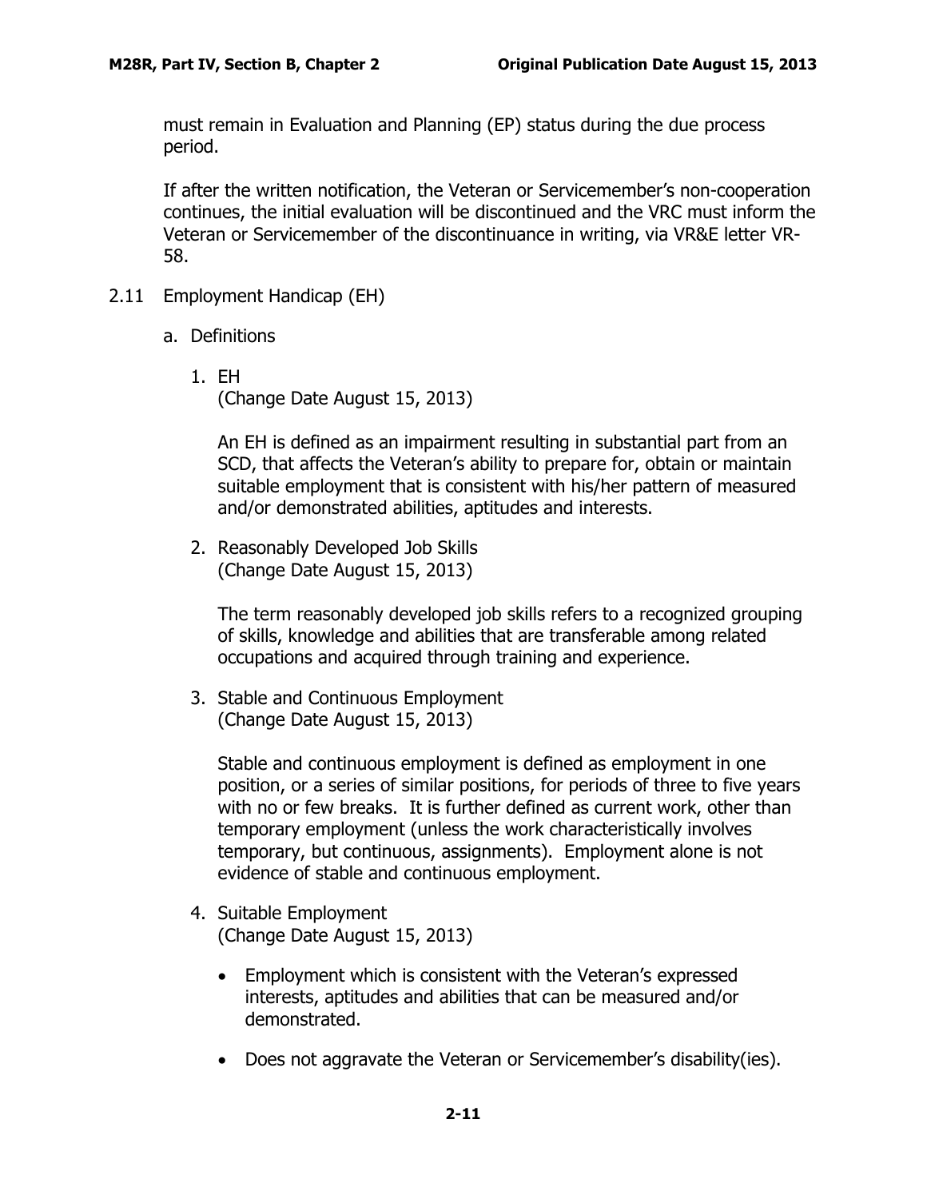must remain in Evaluation and Planning (EP) status during the due process period.

If after the written notification, the Veteran or Servicemember's non-cooperation continues, the initial evaluation will be discontinued and the VRC must inform the Veteran or Servicemember of the discontinuance in writing, via VR&E letter VR-58.

## 2.11 Employment Handicap (EH)

### a. Definitions

#### 1. EH
(Change Date August 15, 2013)

An EH is defined as an impairment resulting in substantial part from an SCD, that affects the Veteran's ability to prepare for, obtain or maintain suitable employment that is consistent with his/her pattern of measured and/or demonstrated abilities, aptitudes and interests.

#### 2. Reasonably Developed Job Skills
(Change Date August 15, 2013)

The term reasonably developed job skills refers to a recognized grouping of skills, knowledge and abilities that are transferable among related occupations and acquired through training and experience.

#### 3. Stable and Continuous Employment
(Change Date August 15, 2013)

Stable and continuous employment is defined as employment in one position, or a series of similar positions, for periods of three to five years with no or few breaks. It is further defined as current work, other than temporary employment (unless the work characteristically involves temporary, but continuous, assignments). Employment alone is not evidence of stable and continuous employment.

#### 4. Suitable Employment
(Change Date August 15, 2013)

- Employment which is consistent with the Veteran's expressed interests, aptitudes and abilities that can be measured and/or demonstrated.
- Does not aggravate the Veteran or Servicemember's disability(ies).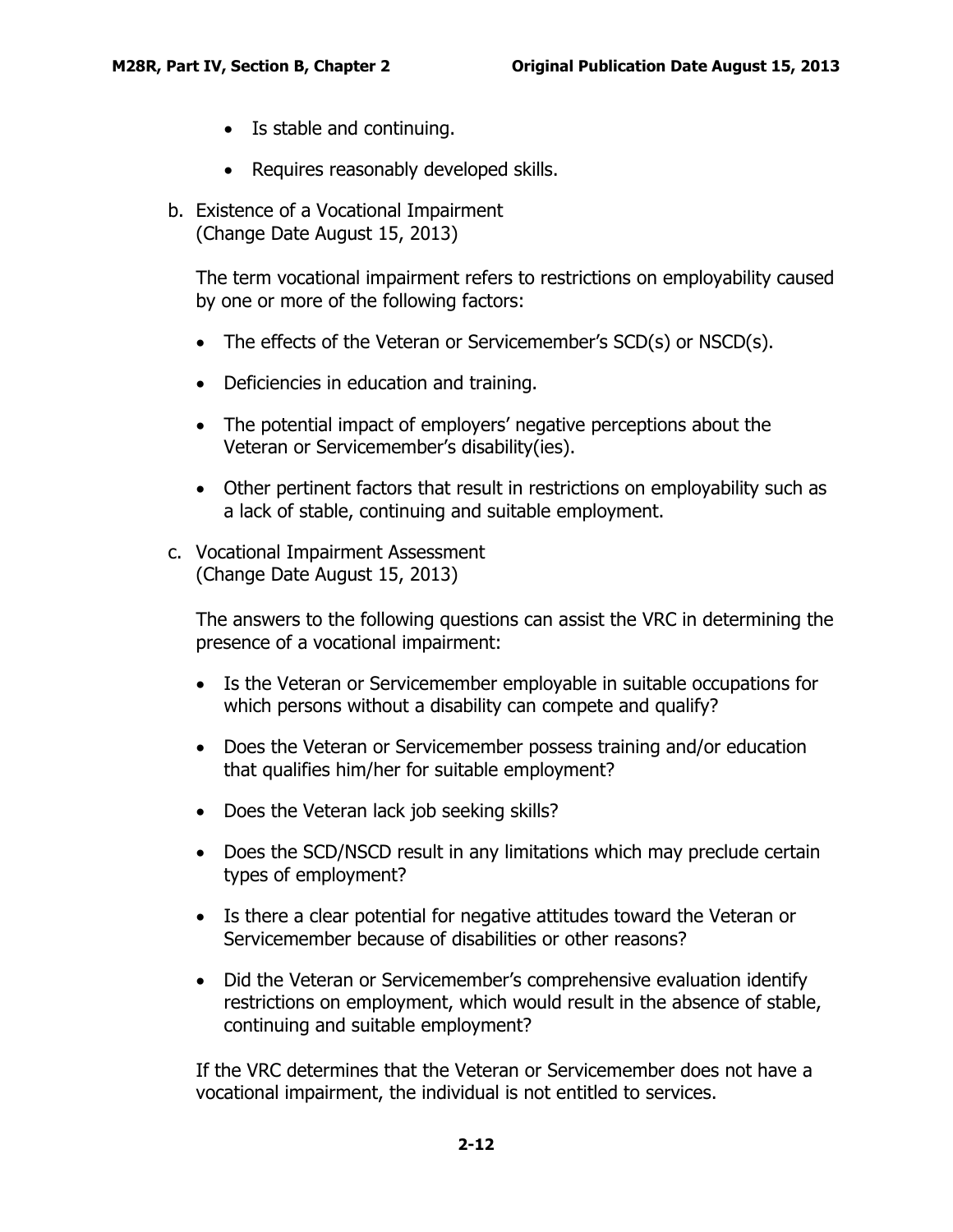- Is stable and continuing.
- Requires reasonably developed skills.

b. Existence of a Vocational Impairment
(Change Date August 15, 2013)

The term vocational impairment refers to restrictions on employability caused by one or more of the following factors:

- The effects of the Veteran or Servicemember's SCD(s) or NSCD(s).
- Deficiencies in education and training.
- The potential impact of employers' negative perceptions about the Veteran or Servicemember's disability(ies).
- Other pertinent factors that result in restrictions on employability such as a lack of stable, continuing and suitable employment.

c. Vocational Impairment Assessment
(Change Date August 15, 2013)

The answers to the following questions can assist the VRC in determining the presence of a vocational impairment:

- Is the Veteran or Servicemember employable in suitable occupations for which persons without a disability can compete and qualify?
- Does the Veteran or Servicemember possess training and/or education that qualifies him/her for suitable employment?
- Does the Veteran lack job seeking skills?
- Does the SCD/NSCD result in any limitations which may preclude certain types of employment?
- Is there a clear potential for negative attitudes toward the Veteran or Servicemember because of disabilities or other reasons?
- Did the Veteran or Servicemember's comprehensive evaluation identify restrictions on employment, which would result in the absence of stable, continuing and suitable employment?

If the VRC determines that the Veteran or Servicemember does not have a vocational impairment, the individual is not entitled to services.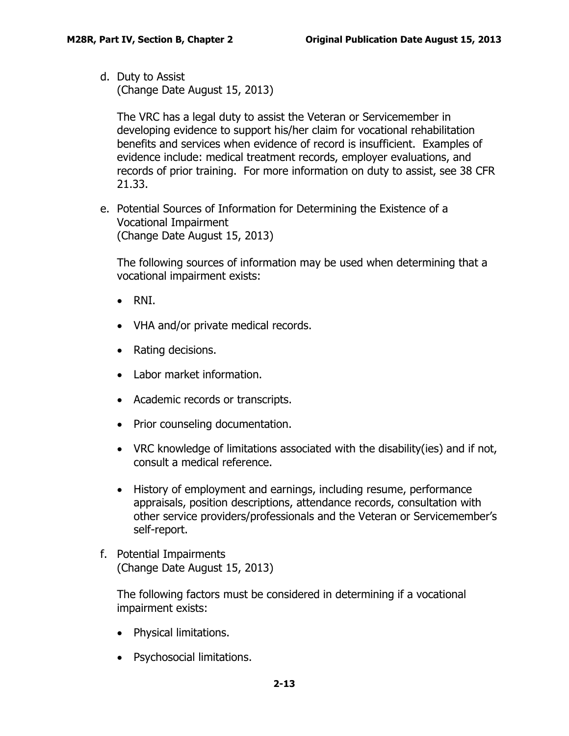d. Duty to Assist
(Change Date August 15, 2013)

The VRC has a legal duty to assist the Veteran or Servicemember in developing evidence to support his/her claim for vocational rehabilitation benefits and services when evidence of record is insufficient. Examples of evidence include: medical treatment records, employer evaluations, and records of prior training. For more information on duty to assist, see 38 CFR 21.33.

e. Potential Sources of Information for Determining the Existence of a Vocational Impairment
(Change Date August 15, 2013)

The following sources of information may be used when determining that a vocational impairment exists:

- RNI.
- VHA and/or private medical records.
- Rating decisions.
- Labor market information.
- Academic records or transcripts.
- Prior counseling documentation.
- VRC knowledge of limitations associated with the disability(ies) and if not, consult a medical reference.
- History of employment and earnings, including resume, performance appraisals, position descriptions, attendance records, consultation with other service providers/professionals and the Veteran or Servicemember's self-report.

f. Potential Impairments
(Change Date August 15, 2013)

The following factors must be considered in determining if a vocational impairment exists:

- Physical limitations.
- Psychosocial limitations.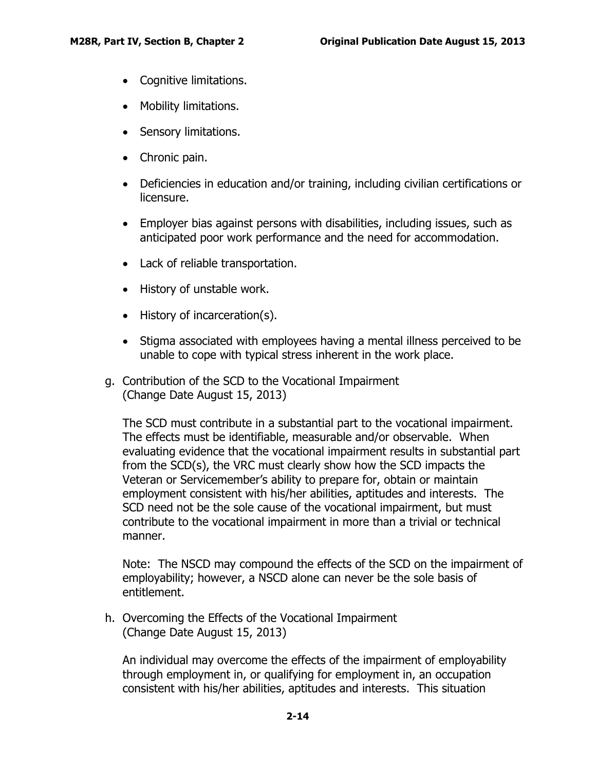- Cognitive limitations.
- Mobility limitations.
- Sensory limitations.
- Chronic pain.
- Deficiencies in education and/or training, including civilian certifications or licensure.
- Employer bias against persons with disabilities, including issues, such as anticipated poor work performance and the need for accommodation.
- Lack of reliable transportation.
- History of unstable work.
- History of incarceration(s).
- Stigma associated with employees having a mental illness perceived to be unable to cope with typical stress inherent in the work place.

g. Contribution of the SCD to the Vocational Impairment
(Change Date August 15, 2013)

The SCD must contribute in a substantial part to the vocational impairment. The effects must be identifiable, measurable and/or observable. When evaluating evidence that the vocational impairment results in substantial part from the SCD(s), the VRC must clearly show how the SCD impacts the Veteran or Servicemember's ability to prepare for, obtain or maintain employment consistent with his/her abilities, aptitudes and interests. The SCD need not be the sole cause of the vocational impairment, but must contribute to the vocational impairment in more than a trivial or technical manner.

Note: The NSCD may compound the effects of the SCD on the impairment of employability; however, a NSCD alone can never be the sole basis of entitlement.

h. Overcoming the Effects of the Vocational Impairment
(Change Date August 15, 2013)

An individual may overcome the effects of the impairment of employability through employment in, or qualifying for employment in, an occupation consistent with his/her abilities, aptitudes and interests. This situation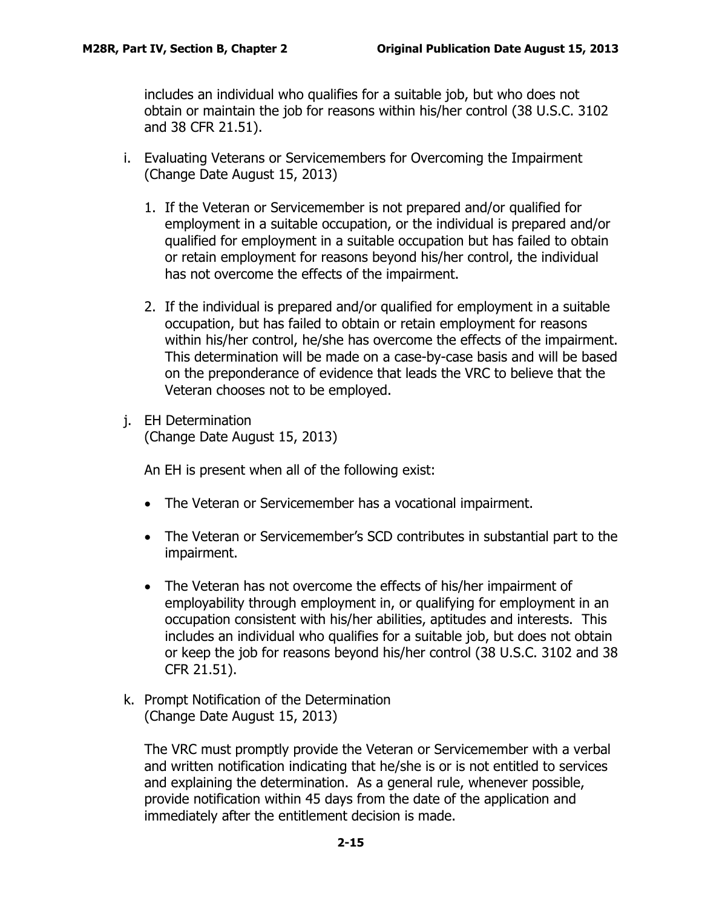includes an individual who qualifies for a suitable job, but who does not obtain or maintain the job for reasons within his/her control (38 U.S.C. 3102 and 38 CFR 21.51).

i. Evaluating Veterans or Servicemembers for Overcoming the Impairment (Change Date August 15, 2013)

   1. If the Veteran or Servicemember is not prepared and/or qualified for employment in a suitable occupation, or the individual is prepared and/or qualified for employment in a suitable occupation but has failed to obtain or retain employment for reasons beyond his/her control, the individual has not overcome the effects of the impairment.

   2. If the individual is prepared and/or qualified for employment in a suitable occupation, but has failed to obtain or retain employment for reasons within his/her control, he/she has overcome the effects of the impairment. This determination will be made on a case-by-case basis and will be based on the preponderance of evidence that leads the VRC to believe that the Veteran chooses not to be employed.

j. EH Determination
   (Change Date August 15, 2013)

   An EH is present when all of the following exist:

   - The Veteran or Servicemember has a vocational impairment.

   - The Veteran or Servicemember's SCD contributes in substantial part to the impairment.

   - The Veteran has not overcome the effects of his/her impairment of employability through employment in, or qualifying for employment in an occupation consistent with his/her abilities, aptitudes and interests. This includes an individual who qualifies for a suitable job, but does not obtain or keep the job for reasons beyond his/her control (38 U.S.C. 3102 and 38 CFR 21.51).

k. Prompt Notification of the Determination
   (Change Date August 15, 2013)

   The VRC must promptly provide the Veteran or Servicemember with a verbal and written notification indicating that he/she is or is not entitled to services and explaining the determination. As a general rule, whenever possible, provide notification within 45 days from the date of the application and immediately after the entitlement decision is made.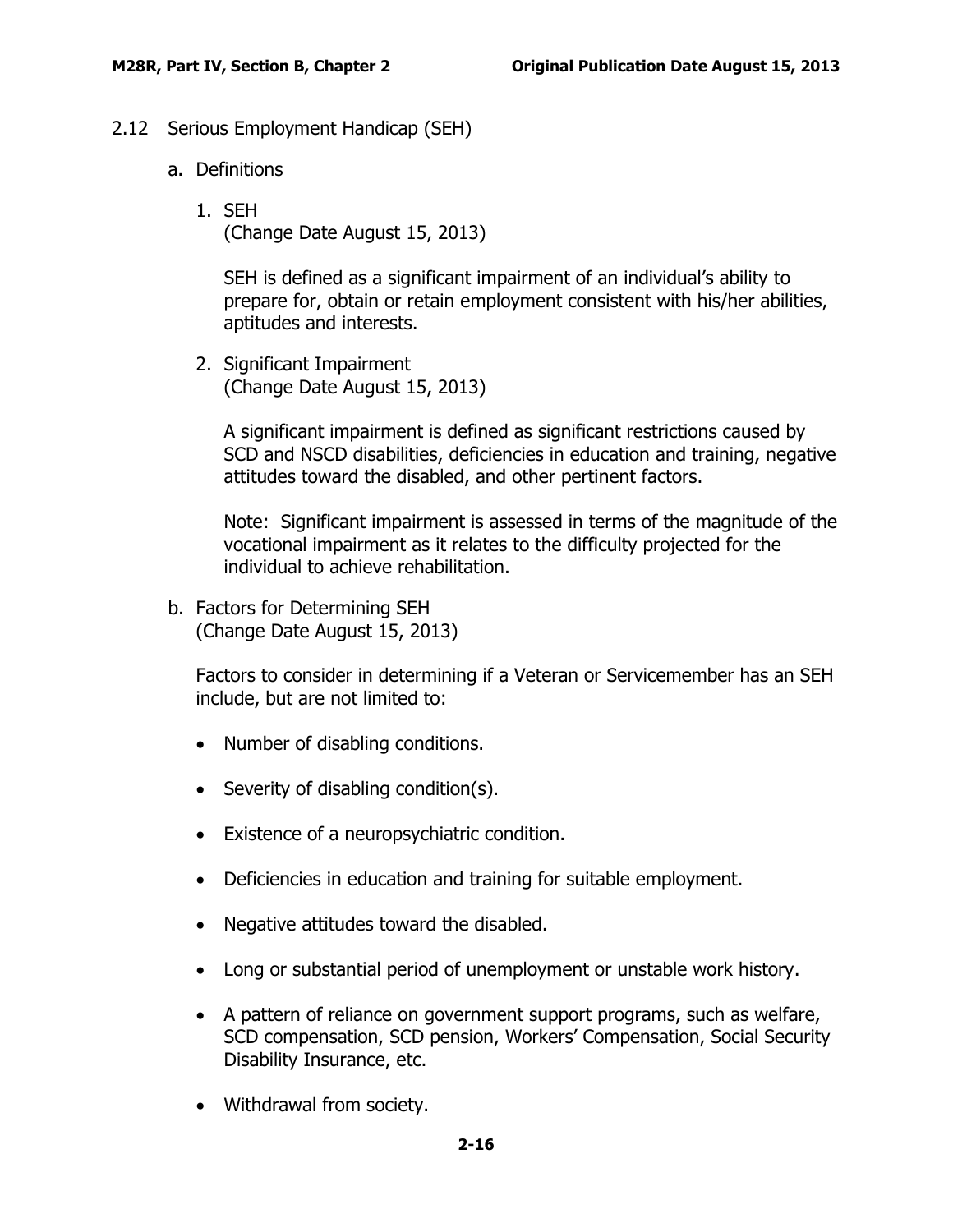## 2.12 Serious Employment Handicap (SEH)

### a. Definitions

1. SEH
   (Change Date August 15, 2013)

   SEH is defined as a significant impairment of an individual's ability to prepare for, obtain or retain employment consistent with his/her abilities, aptitudes and interests.

2. Significant Impairment
   (Change Date August 15, 2013)

   A significant impairment is defined as significant restrictions caused by SCD and NSCD disabilities, deficiencies in education and training, negative attitudes toward the disabled, and other pertinent factors.

   Note: Significant impairment is assessed in terms of the magnitude of the vocational impairment as it relates to the difficulty projected for the individual to achieve rehabilitation.

### b. Factors for Determining SEH
(Change Date August 15, 2013)

Factors to consider in determining if a Veteran or Servicemember has an SEH include, but are not limited to:

- Number of disabling conditions.
- Severity of disabling condition(s).
- Existence of a neuropsychiatric condition.
- Deficiencies in education and training for suitable employment.
- Negative attitudes toward the disabled.
- Long or substantial period of unemployment or unstable work history.
- A pattern of reliance on government support programs, such as welfare, SCD compensation, SCD pension, Workers' Compensation, Social Security Disability Insurance, etc.
- Withdrawal from society.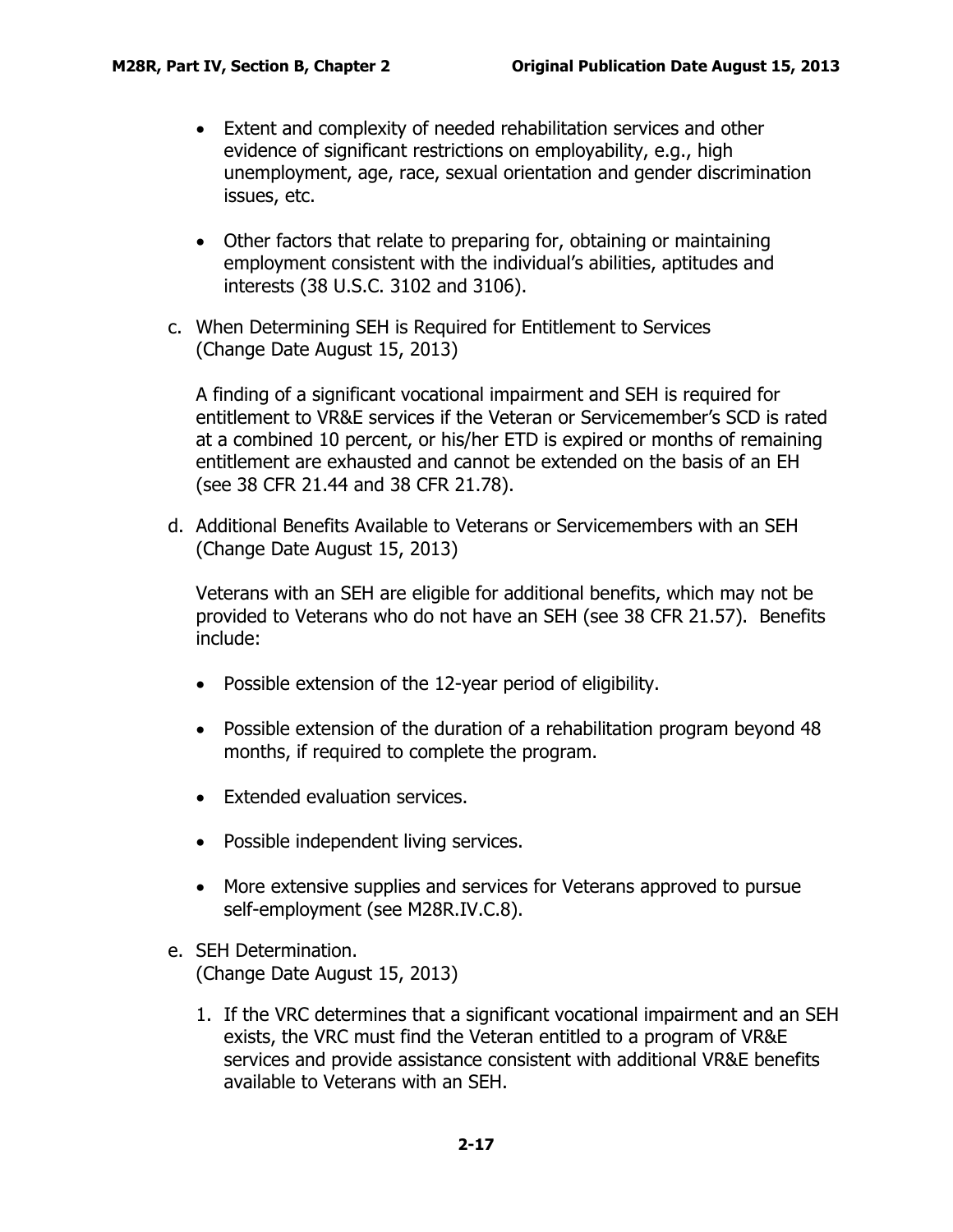- Extent and complexity of needed rehabilitation services and other evidence of significant restrictions on employability, e.g., high unemployment, age, race, sexual orientation and gender discrimination issues, etc.

- Other factors that relate to preparing for, obtaining or maintaining employment consistent with the individual's abilities, aptitudes and interests (38 U.S.C. 3102 and 3106).

c. When Determining SEH is Required for Entitlement to Services
(Change Date August 15, 2013)

A finding of a significant vocational impairment and SEH is required for entitlement to VR&E services if the Veteran or Servicemember's SCD is rated at a combined 10 percent, or his/her ETD is expired or months of remaining entitlement are exhausted and cannot be extended on the basis of an EH (see 38 CFR 21.44 and 38 CFR 21.78).

d. Additional Benefits Available to Veterans or Servicemembers with an SEH
(Change Date August 15, 2013)

Veterans with an SEH are eligible for additional benefits, which may not be provided to Veterans who do not have an SEH (see 38 CFR 21.57). Benefits include:

- Possible extension of the 12-year period of eligibility.

- Possible extension of the duration of a rehabilitation program beyond 48 months, if required to complete the program.

- Extended evaluation services.

- Possible independent living services.

- More extensive supplies and services for Veterans approved to pursue self-employment (see M28R.IV.C.8).

e. SEH Determination.
(Change Date August 15, 2013)

1. If the VRC determines that a significant vocational impairment and an SEH exists, the VRC must find the Veteran entitled to a program of VR&E services and provide assistance consistent with additional VR&E benefits available to Veterans with an SEH.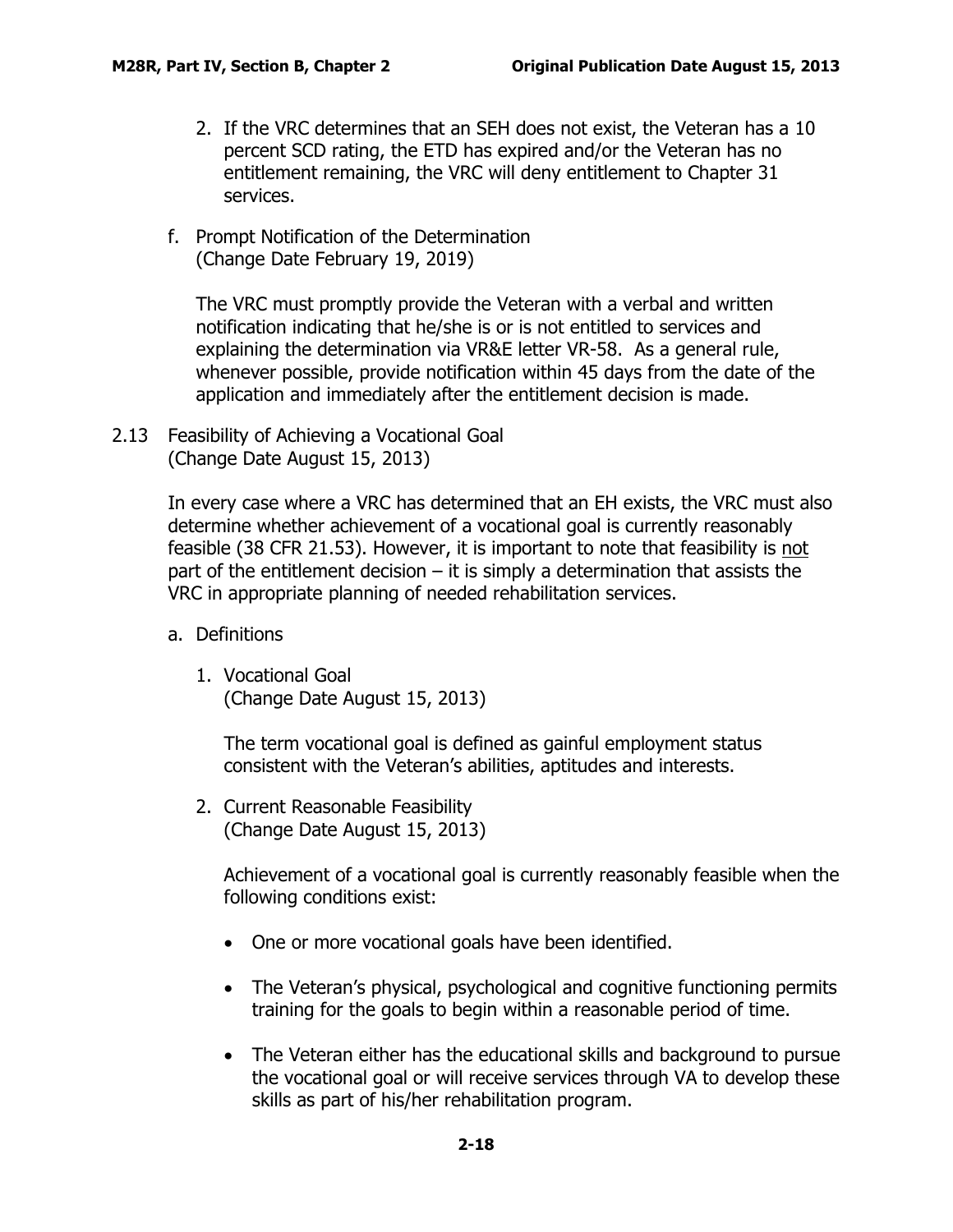2. If the VRC determines that an SEH does not exist, the Veteran has a 10 percent SCD rating, the ETD has expired and/or the Veteran has no entitlement remaining, the VRC will deny entitlement to Chapter 31 services.

f. Prompt Notification of the Determination
(Change Date February 19, 2019)

The VRC must promptly provide the Veteran with a verbal and written notification indicating that he/she is or is not entitled to services and explaining the determination via VR&E letter VR-58. As a general rule, whenever possible, provide notification within 45 days from the date of the application and immediately after the entitlement decision is made.

## 2.13 Feasibility of Achieving a Vocational Goal
(Change Date August 15, 2013)

In every case where a VRC has determined that an EH exists, the VRC must also determine whether achievement of a vocational goal is currently reasonably feasible (38 CFR 21.53). However, it is important to note that feasibility is not part of the entitlement decision – it is simply a determination that assists the VRC in appropriate planning of needed rehabilitation services.

a. Definitions

1. Vocational Goal
(Change Date August 15, 2013)

The term vocational goal is defined as gainful employment status consistent with the Veteran's abilities, aptitudes and interests.

2. Current Reasonable Feasibility
(Change Date August 15, 2013)

Achievement of a vocational goal is currently reasonably feasible when the following conditions exist:

- One or more vocational goals have been identified.
- The Veteran's physical, psychological and cognitive functioning permits training for the goals to begin within a reasonable period of time.
- The Veteran either has the educational skills and background to pursue the vocational goal or will receive services through VA to develop these skills as part of his/her rehabilitation program.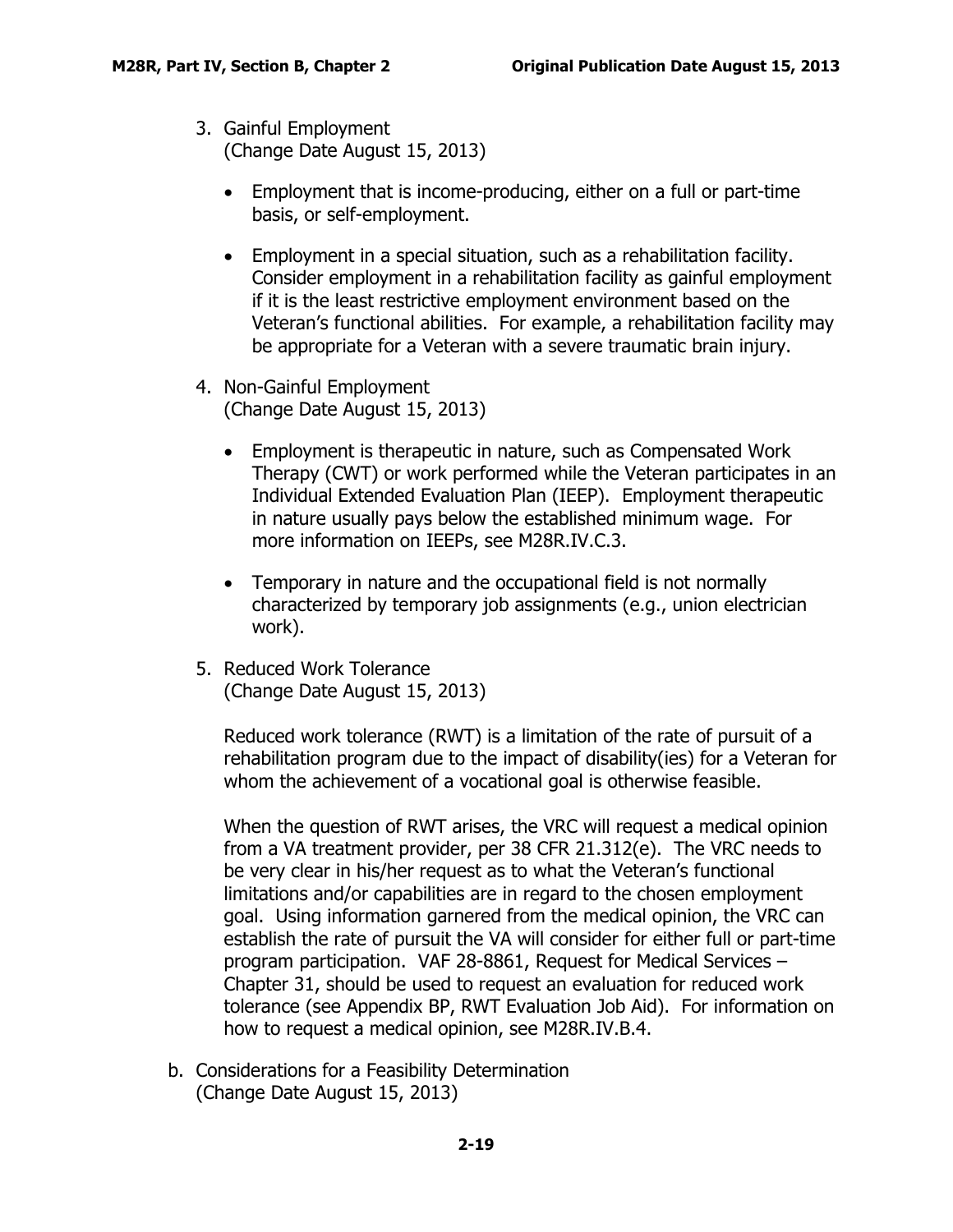3. Gainful Employment
   (Change Date August 15, 2013)

   - Employment that is income-producing, either on a full or part-time basis, or self-employment.

   - Employment in a special situation, such as a rehabilitation facility. Consider employment in a rehabilitation facility as gainful employment if it is the least restrictive employment environment based on the Veteran's functional abilities. For example, a rehabilitation facility may be appropriate for a Veteran with a severe traumatic brain injury.

4. Non-Gainful Employment
   (Change Date August 15, 2013)

   - Employment is therapeutic in nature, such as Compensated Work Therapy (CWT) or work performed while the Veteran participates in an Individual Extended Evaluation Plan (IEEP). Employment therapeutic in nature usually pays below the established minimum wage. For more information on IEEPs, see M28R.IV.C.3.

   - Temporary in nature and the occupational field is not normally characterized by temporary job assignments (e.g., union electrician work).

5. Reduced Work Tolerance
   (Change Date August 15, 2013)

   Reduced work tolerance (RWT) is a limitation of the rate of pursuit of a rehabilitation program due to the impact of disability(ies) for a Veteran for whom the achievement of a vocational goal is otherwise feasible.

   When the question of RWT arises, the VRC will request a medical opinion from a VA treatment provider, per 38 CFR 21.312(e). The VRC needs to be very clear in his/her request as to what the Veteran's functional limitations and/or capabilities are in regard to the chosen employment goal. Using information garnered from the medical opinion, the VRC can establish the rate of pursuit the VA will consider for either full or part-time program participation. VAF 28-8861, Request for Medical Services – Chapter 31, should be used to request an evaluation for reduced work tolerance (see Appendix BP, RWT Evaluation Job Aid). For information on how to request a medical opinion, see M28R.IV.B.4.

b. Considerations for a Feasibility Determination
   (Change Date August 15, 2013)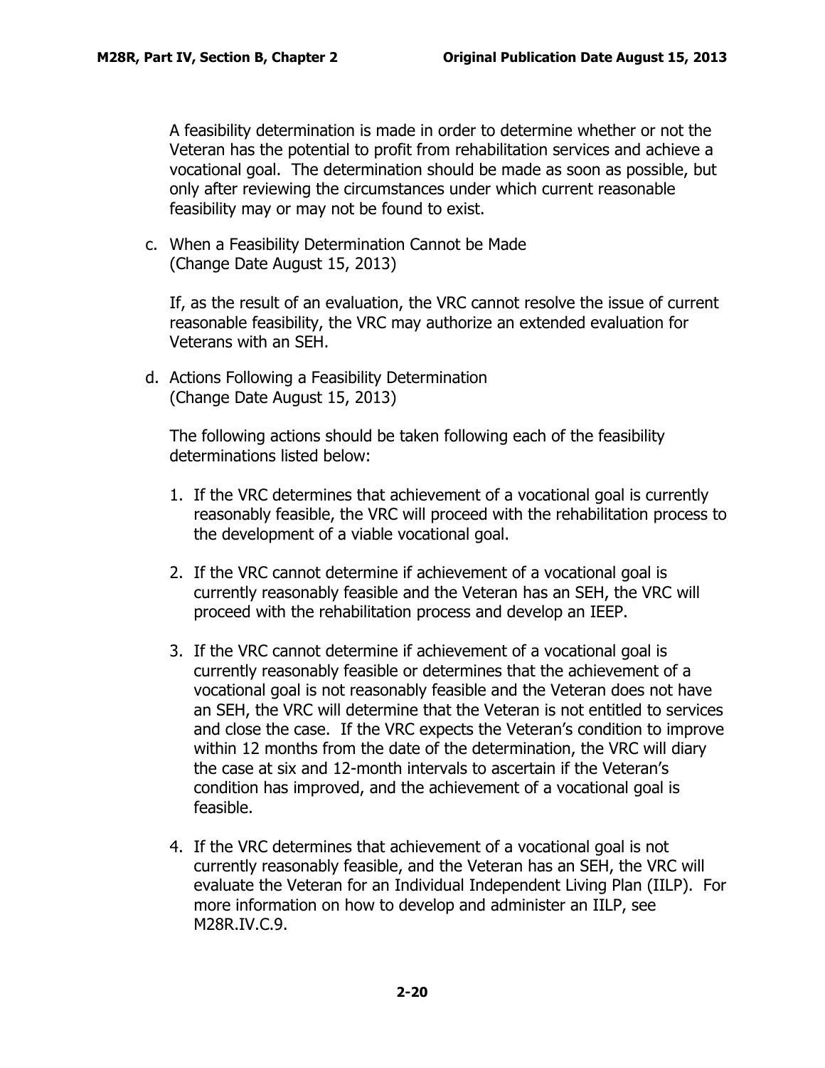A feasibility determination is made in order to determine whether or not the Veteran has the potential to profit from rehabilitation services and achieve a vocational goal. The determination should be made as soon as possible, but only after reviewing the circumstances under which current reasonable feasibility may or may not be found to exist.

c. When a Feasibility Determination Cannot be Made
(Change Date August 15, 2013)

If, as the result of an evaluation, the VRC cannot resolve the issue of current reasonable feasibility, the VRC may authorize an extended evaluation for Veterans with an SEH.

d. Actions Following a Feasibility Determination
(Change Date August 15, 2013)

The following actions should be taken following each of the feasibility determinations listed below:

1. If the VRC determines that achievement of a vocational goal is currently reasonably feasible, the VRC will proceed with the rehabilitation process to the development of a viable vocational goal.

2. If the VRC cannot determine if achievement of a vocational goal is currently reasonably feasible and the Veteran has an SEH, the VRC will proceed with the rehabilitation process and develop an IEEP.

3. If the VRC cannot determine if achievement of a vocational goal is currently reasonably feasible or determines that the achievement of a vocational goal is not reasonably feasible and the Veteran does not have an SEH, the VRC will determine that the Veteran is not entitled to services and close the case. If the VRC expects the Veteran's condition to improve within 12 months from the date of the determination, the VRC will diary the case at six and 12-month intervals to ascertain if the Veteran's condition has improved, and the achievement of a vocational goal is feasible.

4. If the VRC determines that achievement of a vocational goal is not currently reasonably feasible, and the Veteran has an SEH, the VRC will evaluate the Veteran for an Individual Independent Living Plan (IILP). For more information on how to develop and administer an IILP, see M28R.IV.C.9.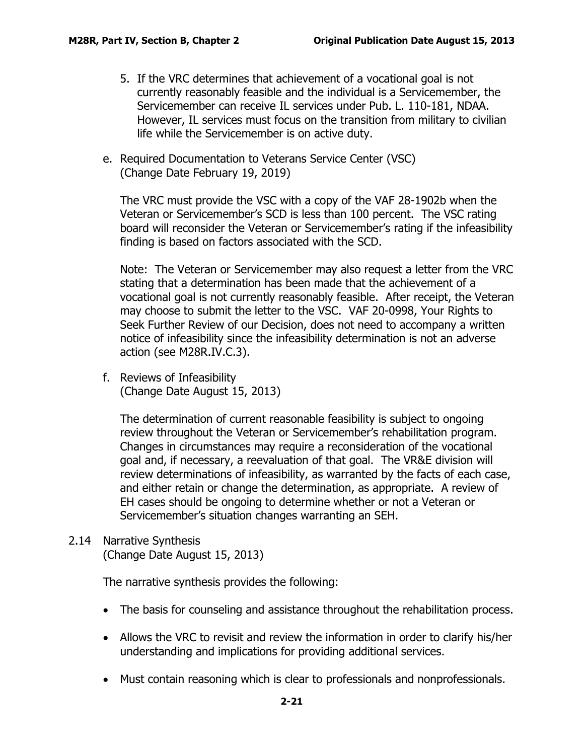5. If the VRC determines that achievement of a vocational goal is not currently reasonably feasible and the individual is a Servicemember, the Servicemember can receive IL services under Pub. L. 110-181, NDAA. However, IL services must focus on the transition from military to civilian life while the Servicemember is on active duty.

e. Required Documentation to Veterans Service Center (VSC)
(Change Date February 19, 2019)

The VRC must provide the VSC with a copy of the VAF 28-1902b when the Veteran or Servicemember's SCD is less than 100 percent. The VSC rating board will reconsider the Veteran or Servicemember's rating if the infeasibility finding is based on factors associated with the SCD.

Note: The Veteran or Servicemember may also request a letter from the VRC stating that a determination has been made that the achievement of a vocational goal is not currently reasonably feasible. After receipt, the Veteran may choose to submit the letter to the VSC. VAF 20-0998, Your Rights to Seek Further Review of our Decision, does not need to accompany a written notice of infeasibility since the infeasibility determination is not an adverse action (see M28R.IV.C.3).

f. Reviews of Infeasibility
(Change Date August 15, 2013)

The determination of current reasonable feasibility is subject to ongoing review throughout the Veteran or Servicemember's rehabilitation program. Changes in circumstances may require a reconsideration of the vocational goal and, if necessary, a reevaluation of that goal. The VR&E division will review determinations of infeasibility, as warranted by the facts of each case, and either retain or change the determination, as appropriate. A review of EH cases should be ongoing to determine whether or not a Veteran or Servicemember's situation changes warranting an SEH.

## 2.14 Narrative Synthesis
(Change Date August 15, 2013)

The narrative synthesis provides the following:

- The basis for counseling and assistance throughout the rehabilitation process.
- Allows the VRC to revisit and review the information in order to clarify his/her understanding and implications for providing additional services.
- Must contain reasoning which is clear to professionals and nonprofessionals.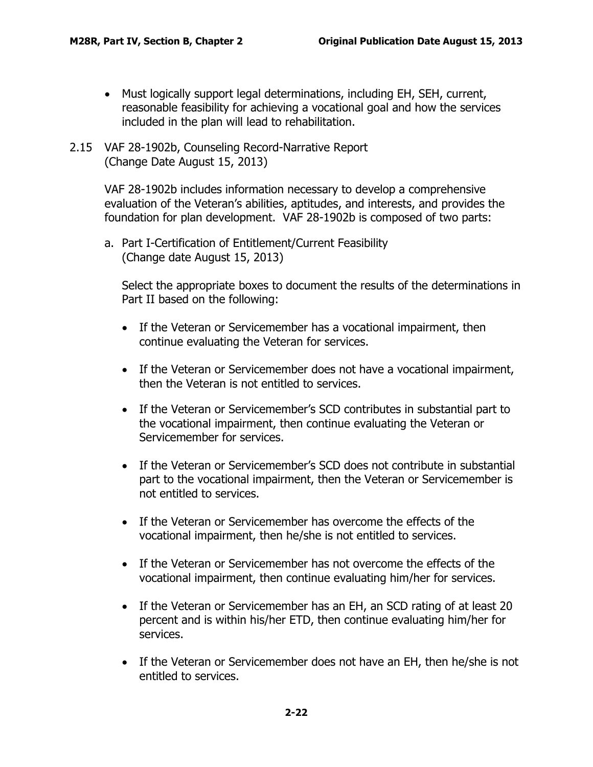- Must logically support legal determinations, including EH, SEH, current, reasonable feasibility for achieving a vocational goal and how the services included in the plan will lead to rehabilitation.

## 2.15 VAF 28-1902b, Counseling Record-Narrative Report (Change Date August 15, 2013)

VAF 28-1902b includes information necessary to develop a comprehensive evaluation of the Veteran's abilities, aptitudes, and interests, and provides the foundation for plan development. VAF 28-1902b is composed of two parts:

### a. Part I-Certification of Entitlement/Current Feasibility (Change date August 15, 2013)

Select the appropriate boxes to document the results of the determinations in Part II based on the following:

- If the Veteran or Servicemember has a vocational impairment, then continue evaluating the Veteran for services.
- If the Veteran or Servicemember does not have a vocational impairment, then the Veteran is not entitled to services.
- If the Veteran or Servicemember's SCD contributes in substantial part to the vocational impairment, then continue evaluating the Veteran or Servicemember for services.
- If the Veteran or Servicemember's SCD does not contribute in substantial part to the vocational impairment, then the Veteran or Servicemember is not entitled to services.
- If the Veteran or Servicemember has overcome the effects of the vocational impairment, then he/she is not entitled to services.
- If the Veteran or Servicemember has not overcome the effects of the vocational impairment, then continue evaluating him/her for services.
- If the Veteran or Servicemember has an EH, an SCD rating of at least 20 percent and is within his/her ETD, then continue evaluating him/her for services.
- If the Veteran or Servicemember does not have an EH, then he/she is not entitled to services.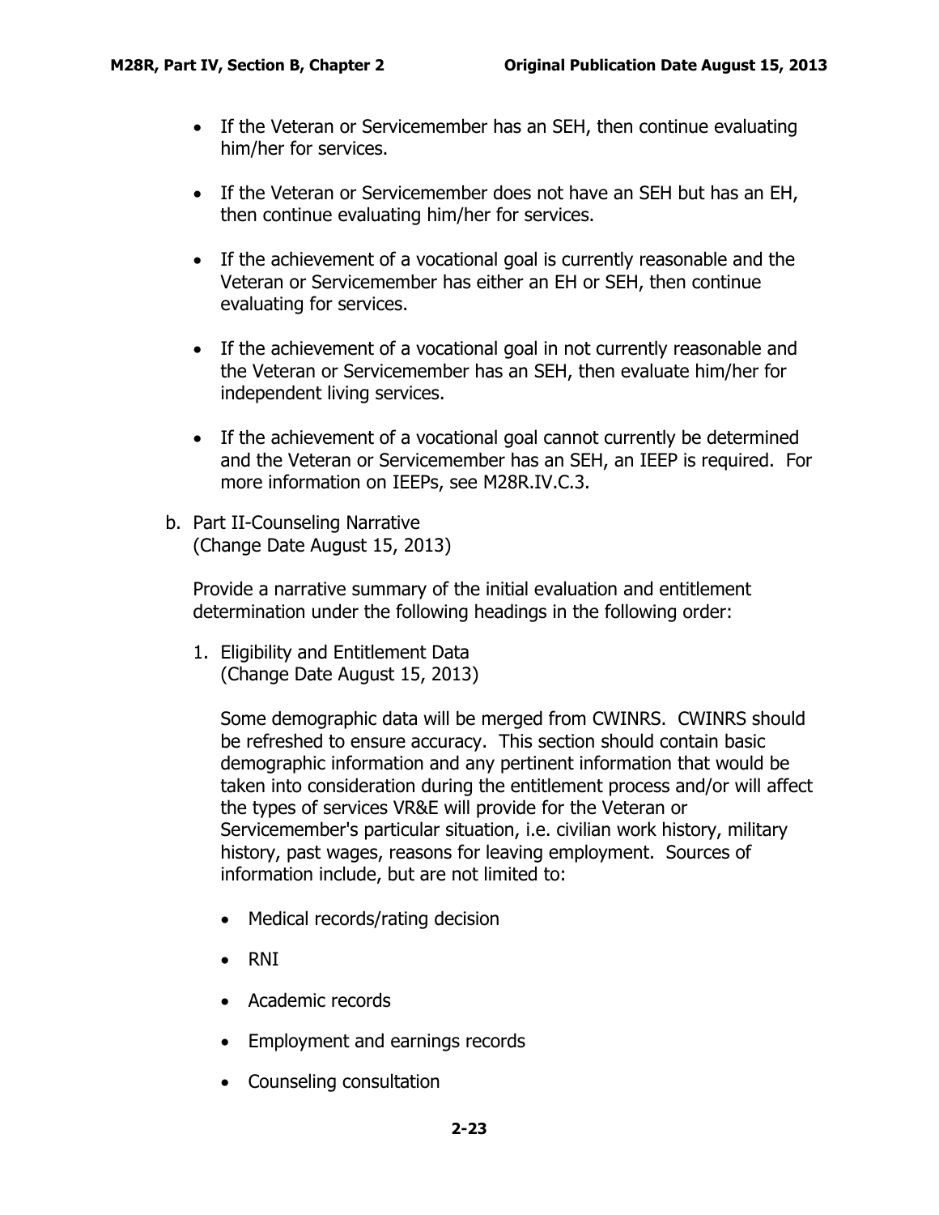- If the Veteran or Servicemember has an SEH, then continue evaluating him/her for services.

- If the Veteran or Servicemember does not have an SEH but has an EH, then continue evaluating him/her for services.

- If the achievement of a vocational goal is currently reasonable and the Veteran or Servicemember has either an EH or SEH, then continue evaluating for services.

- If the achievement of a vocational goal in not currently reasonable and the Veteran or Servicemember has an SEH, then evaluate him/her for independent living services.

- If the achievement of a vocational goal cannot currently be determined and the Veteran or Servicemember has an SEH, an IEEP is required. For more information on IEEPs, see M28R.IV.C.3.

b. Part II-Counseling Narrative
(Change Date August 15, 2013)

Provide a narrative summary of the initial evaluation and entitlement determination under the following headings in the following order:

1. Eligibility and Entitlement Data
(Change Date August 15, 2013)

Some demographic data will be merged from CWINRS. CWINRS should be refreshed to ensure accuracy. This section should contain basic demographic information and any pertinent information that would be taken into consideration during the entitlement process and/or will affect the types of services VR&E will provide for the Veteran or Servicemember's particular situation, i.e. civilian work history, military history, past wages, reasons for leaving employment. Sources of information include, but are not limited to:

- Medical records/rating decision
- RNI
- Academic records
- Employment and earnings records
- Counseling consultation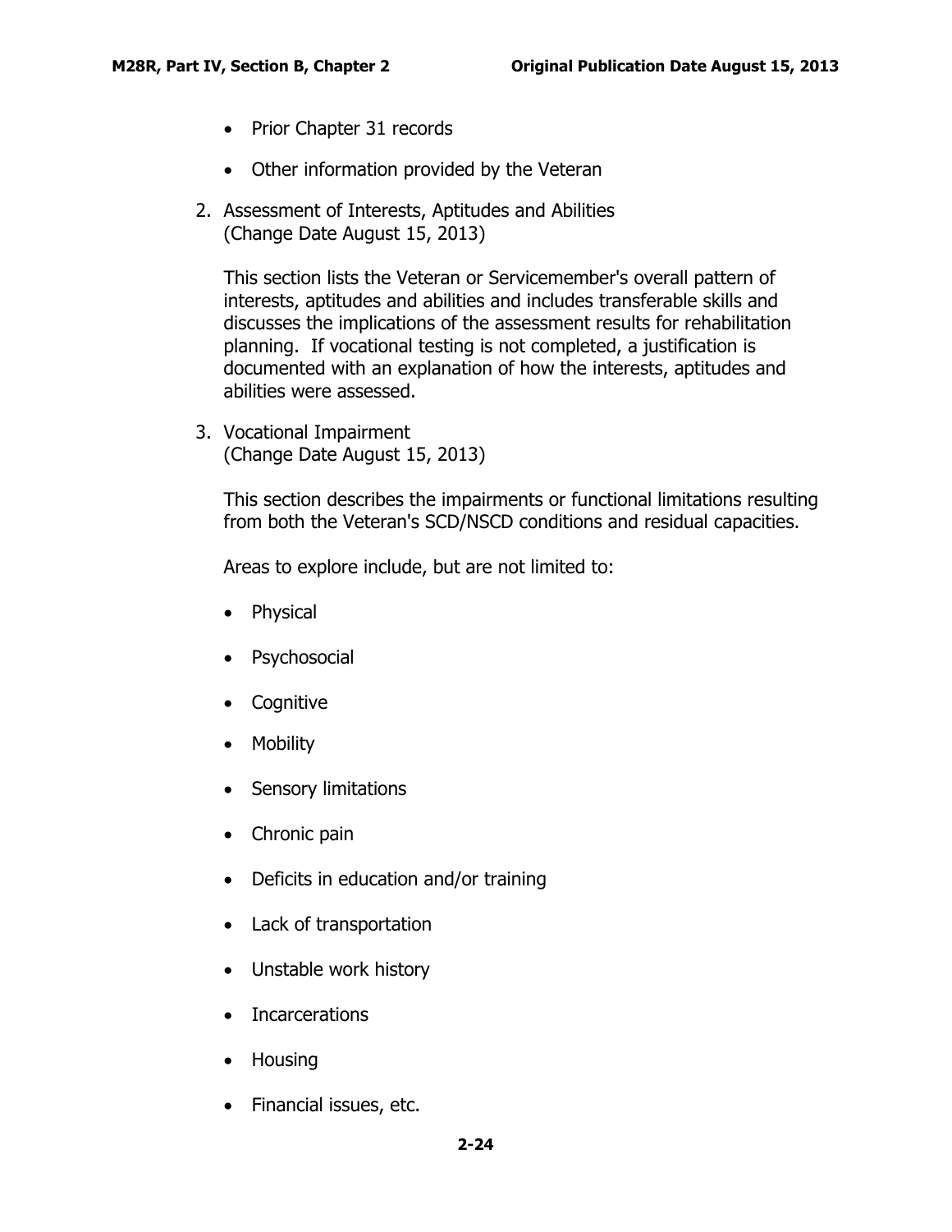- Prior Chapter 31 records
- Other information provided by the Veteran

2. Assessment of Interests, Aptitudes and Abilities
   (Change Date August 15, 2013)

   This section lists the Veteran or Servicemember's overall pattern of interests, aptitudes and abilities and includes transferable skills and discusses the implications of the assessment results for rehabilitation planning. If vocational testing is not completed, a justification is documented with an explanation of how the interests, aptitudes and abilities were assessed.

3. Vocational Impairment
   (Change Date August 15, 2013)

   This section describes the impairments or functional limitations resulting from both the Veteran's SCD/NSCD conditions and residual capacities.

   Areas to explore include, but are not limited to:

   - Physical
   - Psychosocial
   - Cognitive
   - Mobility
   - Sensory limitations
   - Chronic pain
   - Deficits in education and/or training
   - Lack of transportation
   - Unstable work history
   - Incarcerations
   - Housing
   - Financial issues, etc.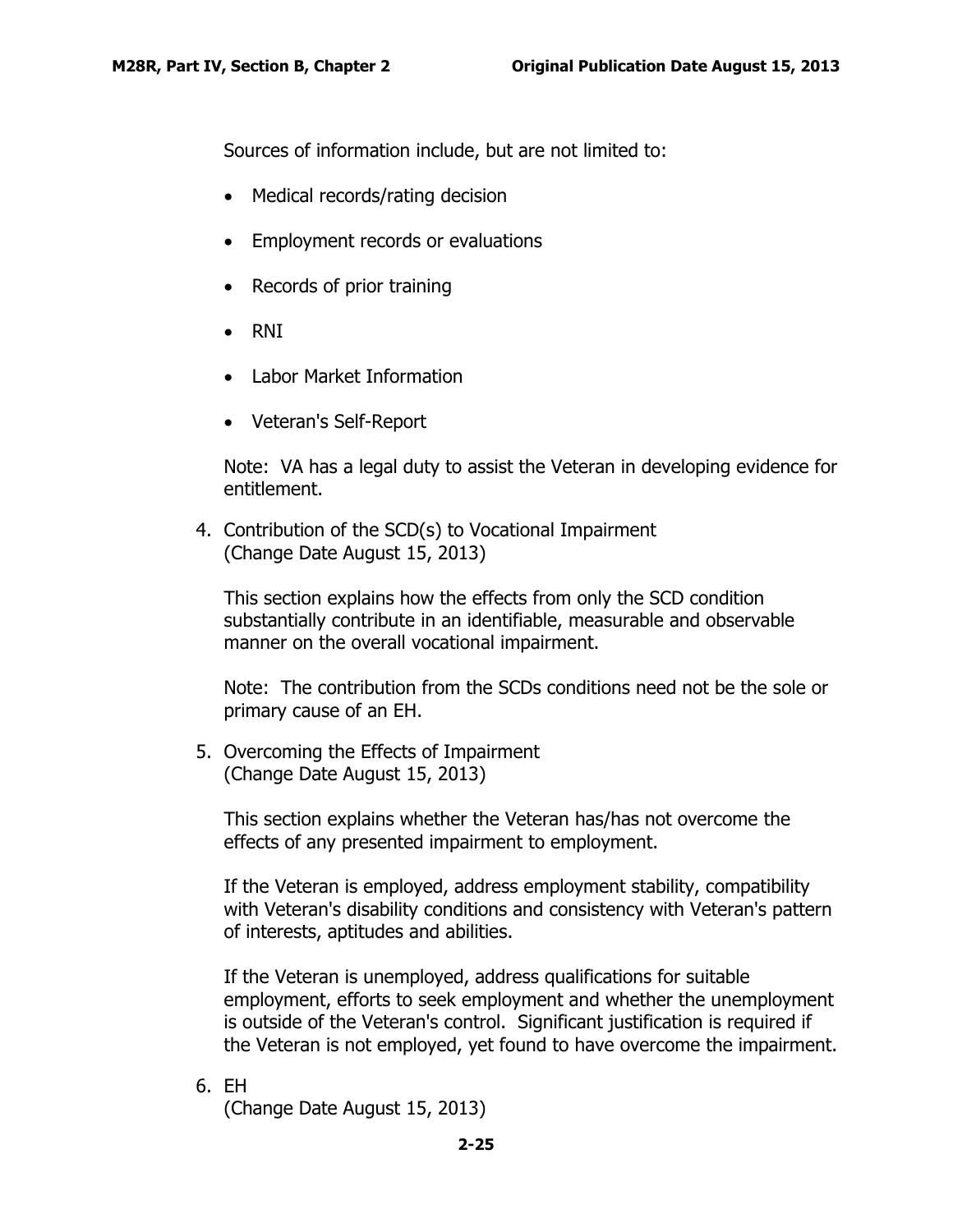Sources of information include, but are not limited to:

- Medical records/rating decision
- Employment records or evaluations
- Records of prior training
- RNI
- Labor Market Information
- Veteran's Self-Report

Note: VA has a legal duty to assist the Veteran in developing evidence for entitlement.

4. Contribution of the SCD(s) to Vocational Impairment
   (Change Date August 15, 2013)

   This section explains how the effects from only the SCD condition substantially contribute in an identifiable, measurable and observable manner on the overall vocational impairment.

   Note: The contribution from the SCDs conditions need not be the sole or primary cause of an EH.

5. Overcoming the Effects of Impairment
   (Change Date August 15, 2013)

   This section explains whether the Veteran has/has not overcome the effects of any presented impairment to employment.

   If the Veteran is employed, address employment stability, compatibility with Veteran's disability conditions and consistency with Veteran's pattern of interests, aptitudes and abilities.

   If the Veteran is unemployed, address qualifications for suitable employment, efforts to seek employment and whether the unemployment is outside of the Veteran's control. Significant justification is required if the Veteran is not employed, yet found to have overcome the impairment.

6. EH
   (Change Date August 15, 2013)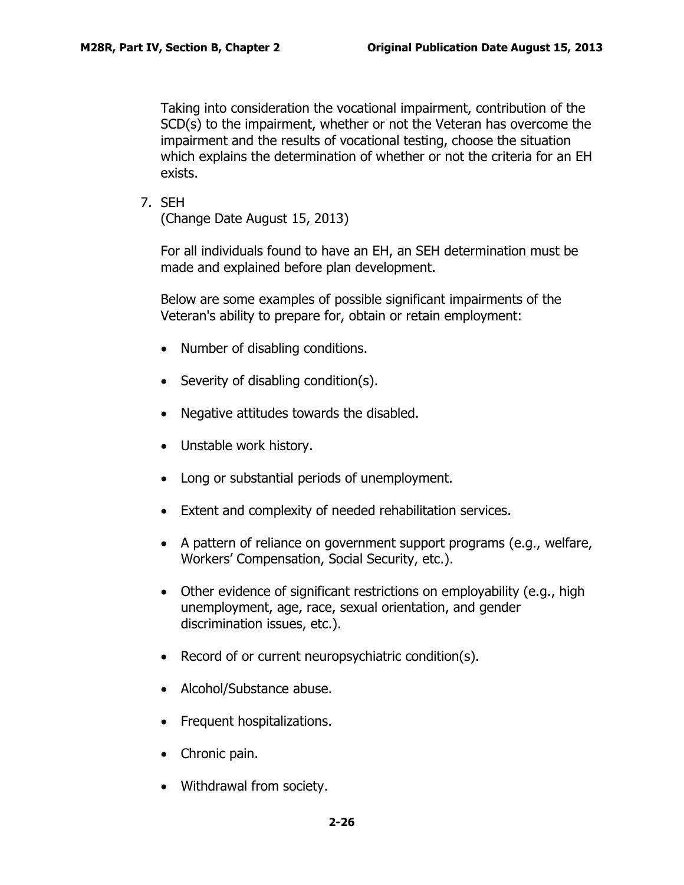Taking into consideration the vocational impairment, contribution of the SCD(s) to the impairment, whether or not the Veteran has overcome the impairment and the results of vocational testing, choose the situation which explains the determination of whether or not the criteria for an EH exists.

7. SEH
(Change Date August 15, 2013)

For all individuals found to have an EH, an SEH determination must be made and explained before plan development.

Below are some examples of possible significant impairments of the Veteran's ability to prepare for, obtain or retain employment:

- Number of disabling conditions.
- Severity of disabling condition(s).
- Negative attitudes towards the disabled.
- Unstable work history.
- Long or substantial periods of unemployment.
- Extent and complexity of needed rehabilitation services.
- A pattern of reliance on government support programs (e.g., welfare, Workers' Compensation, Social Security, etc.).
- Other evidence of significant restrictions on employability (e.g., high unemployment, age, race, sexual orientation, and gender discrimination issues, etc.).
- Record of or current neuropsychiatric condition(s).
- Alcohol/Substance abuse.
- Frequent hospitalizations.
- Chronic pain.
- Withdrawal from society.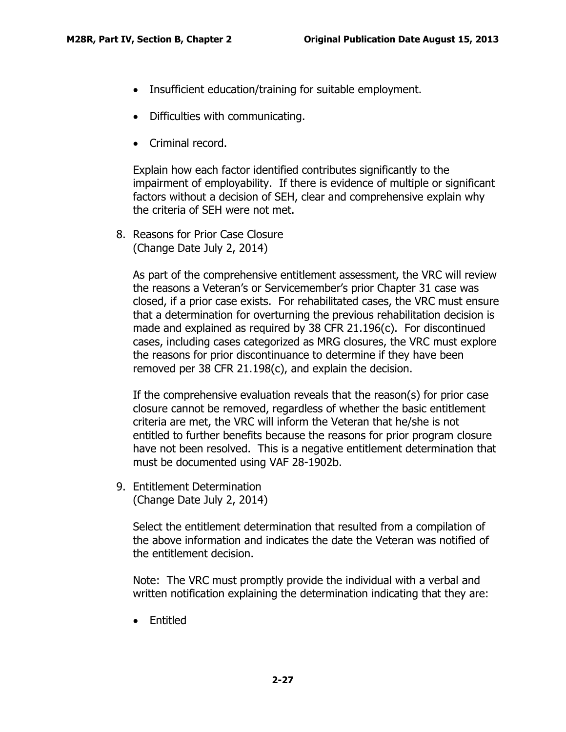- Insufficient education/training for suitable employment.
- Difficulties with communicating.
- Criminal record.

Explain how each factor identified contributes significantly to the impairment of employability. If there is evidence of multiple or significant factors without a decision of SEH, clear and comprehensive explain why the criteria of SEH were not met.

8. Reasons for Prior Case Closure
(Change Date July 2, 2014)

As part of the comprehensive entitlement assessment, the VRC will review the reasons a Veteran's or Servicemember's prior Chapter 31 case was closed, if a prior case exists. For rehabilitated cases, the VRC must ensure that a determination for overturning the previous rehabilitation decision is made and explained as required by 38 CFR 21.196(c). For discontinued cases, including cases categorized as MRG closures, the VRC must explore the reasons for prior discontinuance to determine if they have been removed per 38 CFR 21.198(c), and explain the decision.

If the comprehensive evaluation reveals that the reason(s) for prior case closure cannot be removed, regardless of whether the basic entitlement criteria are met, the VRC will inform the Veteran that he/she is not entitled to further benefits because the reasons for prior program closure have not been resolved. This is a negative entitlement determination that must be documented using VAF 28-1902b.

9. Entitlement Determination
(Change Date July 2, 2014)

Select the entitlement determination that resulted from a compilation of the above information and indicates the date the Veteran was notified of the entitlement decision.

Note: The VRC must promptly provide the individual with a verbal and written notification explaining the determination indicating that they are:

- Entitled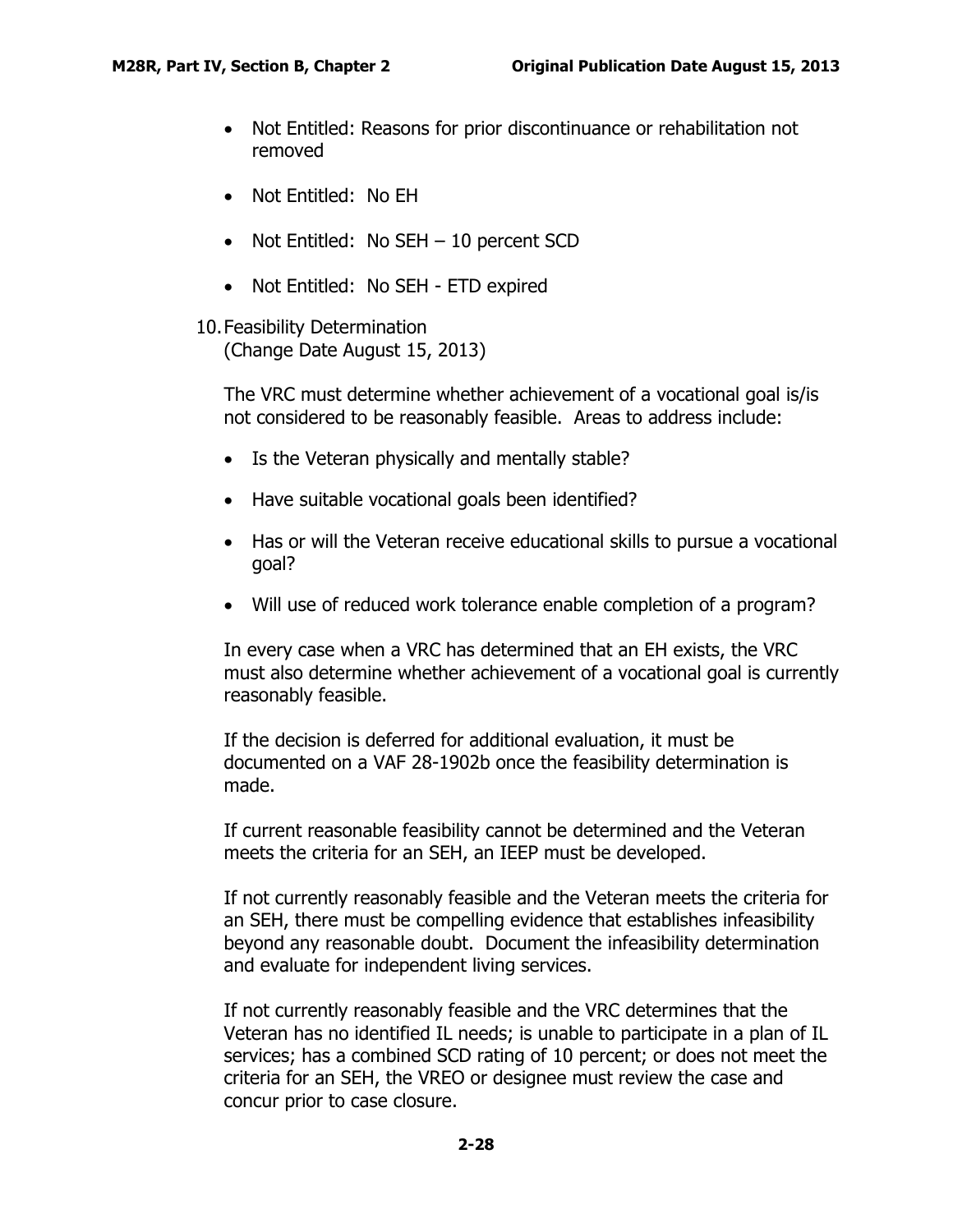- Not Entitled: Reasons for prior discontinuance or rehabilitation not removed
- Not Entitled: No EH
- Not Entitled: No SEH – 10 percent SCD
- Not Entitled: No SEH - ETD expired

10. Feasibility Determination
    (Change Date August 15, 2013)

    The VRC must determine whether achievement of a vocational goal is/is not considered to be reasonably feasible. Areas to address include:

    - Is the Veteran physically and mentally stable?
    - Have suitable vocational goals been identified?
    - Has or will the Veteran receive educational skills to pursue a vocational goal?
    - Will use of reduced work tolerance enable completion of a program?

    In every case when a VRC has determined that an EH exists, the VRC must also determine whether achievement of a vocational goal is currently reasonably feasible.

    If the decision is deferred for additional evaluation, it must be documented on a VAF 28-1902b once the feasibility determination is made.

    If current reasonable feasibility cannot be determined and the Veteran meets the criteria for an SEH, an IEEP must be developed.

    If not currently reasonably feasible and the Veteran meets the criteria for an SEH, there must be compelling evidence that establishes infeasibility beyond any reasonable doubt. Document the infeasibility determination and evaluate for independent living services.

    If not currently reasonably feasible and the VRC determines that the Veteran has no identified IL needs; is unable to participate in a plan of IL services; has a combined SCD rating of 10 percent; or does not meet the criteria for an SEH, the VREO or designee must review the case and concur prior to case closure.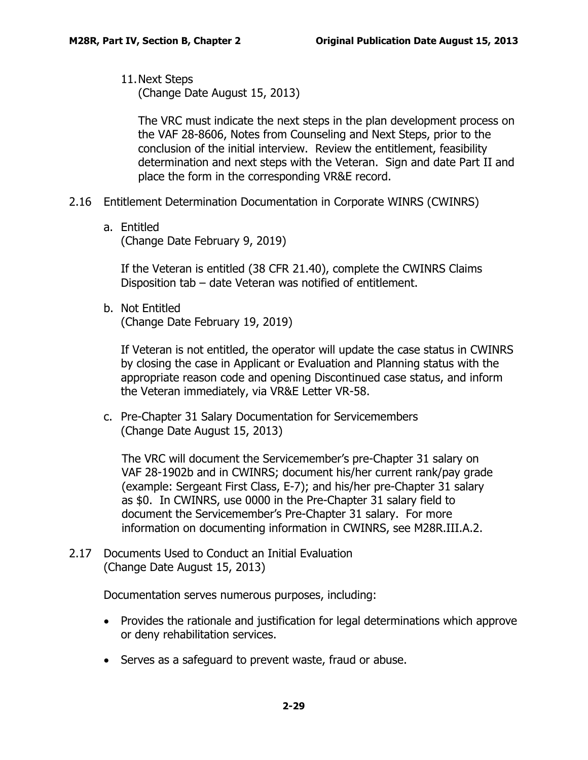11. Next Steps
    (Change Date August 15, 2013)

    The VRC must indicate the next steps in the plan development process on the VAF 28-8606, Notes from Counseling and Next Steps, prior to the conclusion of the initial interview. Review the entitlement, feasibility determination and next steps with the Veteran. Sign and date Part II and place the form in the corresponding VR&E record.

## 2.16 Entitlement Determination Documentation in Corporate WINRS (CWINRS)

a. Entitled
   (Change Date February 9, 2019)

   If the Veteran is entitled (38 CFR 21.40), complete the CWINRS Claims Disposition tab – date Veteran was notified of entitlement.

b. Not Entitled
   (Change Date February 19, 2019)

   If Veteran is not entitled, the operator will update the case status in CWINRS by closing the case in Applicant or Evaluation and Planning status with the appropriate reason code and opening Discontinued case status, and inform the Veteran immediately, via VR&E Letter VR-58.

c. Pre-Chapter 31 Salary Documentation for Servicemembers
   (Change Date August 15, 2013)

   The VRC will document the Servicemember's pre-Chapter 31 salary on VAF 28-1902b and in CWINRS; document his/her current rank/pay grade (example: Sergeant First Class, E-7); and his/her pre-Chapter 31 salary as $0. In CWINRS, use 0000 in the Pre-Chapter 31 salary field to document the Servicemember's Pre-Chapter 31 salary. For more information on documenting information in CWINRS, see M28R.III.A.2.

## 2.17 Documents Used to Conduct an Initial Evaluation
(Change Date August 15, 2013)

Documentation serves numerous purposes, including:

- Provides the rationale and justification for legal determinations which approve or deny rehabilitation services.
- Serves as a safeguard to prevent waste, fraud or abuse.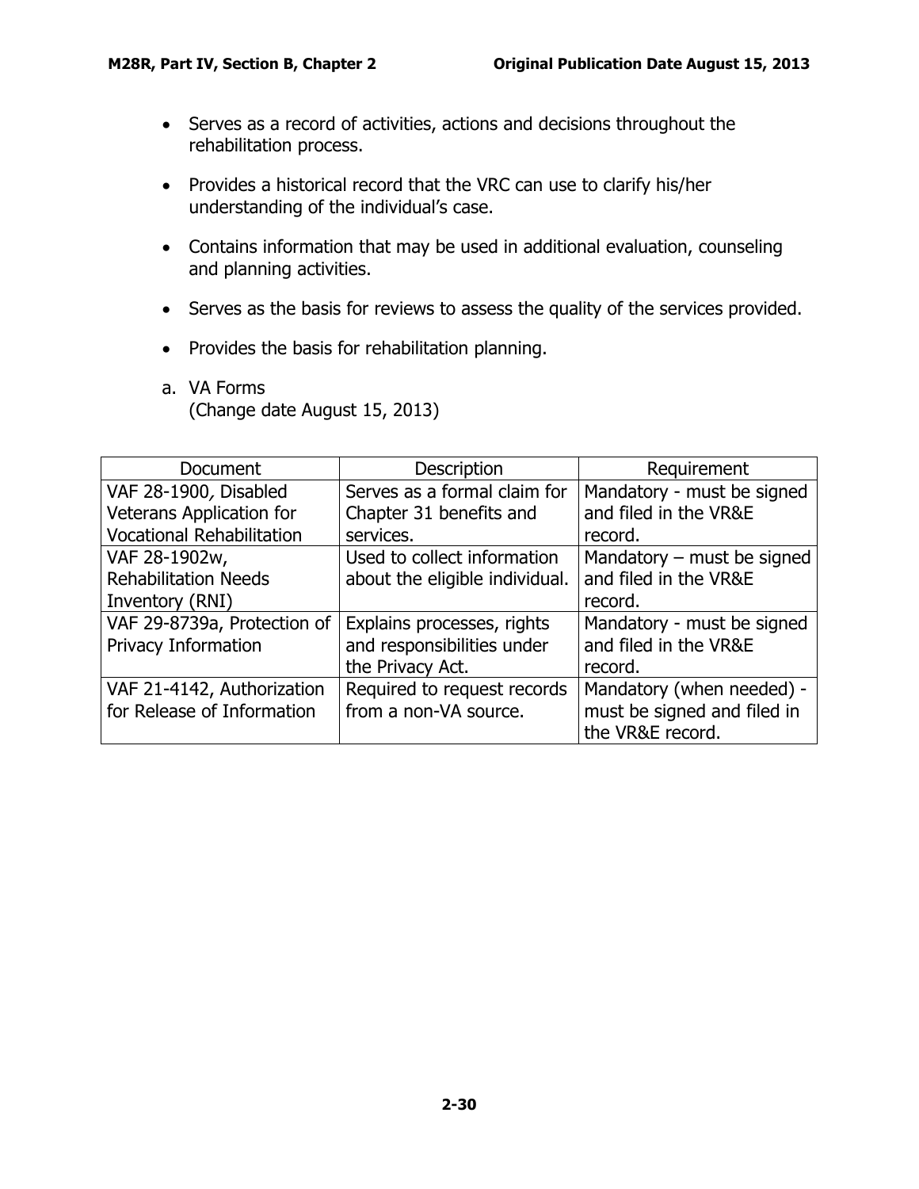- Serves as a record of activities, actions and decisions throughout the rehabilitation process.
- Provides a historical record that the VRC can use to clarify his/her understanding of the individual's case.
- Contains information that may be used in additional evaluation, counseling and planning activities.
- Serves as the basis for reviews to assess the quality of the services provided.
- Provides the basis for rehabilitation planning.

a. VA Forms
(Change date August 15, 2013)

| Document | Description | Requirement |
|---|---|---|
| VAF 28-1900*,* Disabled Veterans Application for Vocational Rehabilitation | Serves as a formal claim for Chapter 31 benefits and services. | Mandatory - must be signed and filed in the VR&E record. |
| VAF 28-1902w, Rehabilitation Needs Inventory (RNI) | Used to collect information about the eligible individual. | Mandatory – must be signed and filed in the VR&E record. |
| VAF 29-8739a, Protection of Privacy Information | Explains processes, rights and responsibilities under the Privacy Act. | Mandatory - must be signed and filed in the VR&E record. |
| VAF 21-4142, Authorization for Release of Information | Required to request records from a non-VA source. | Mandatory (when needed) - must be signed and filed in the VR&E record. |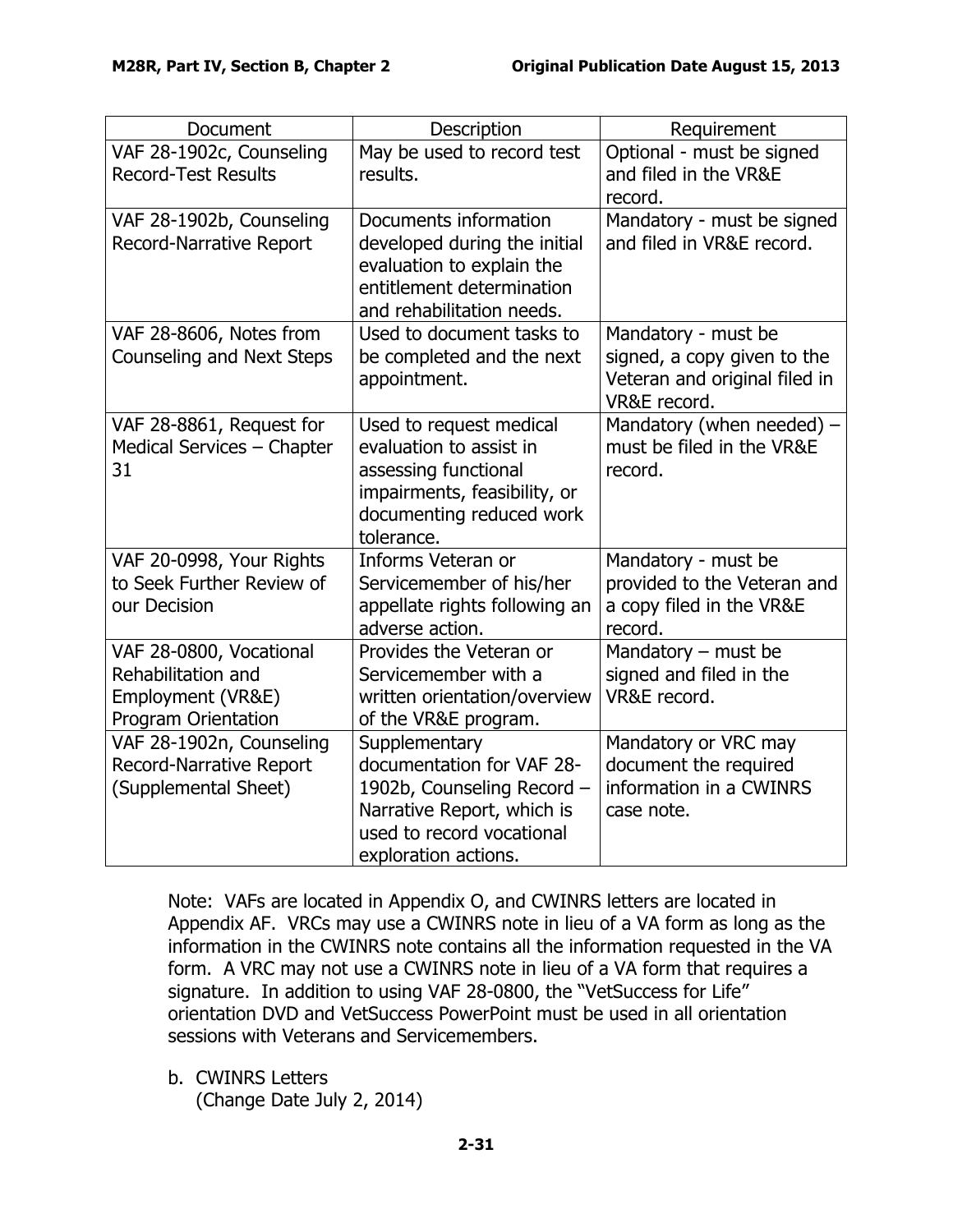| Document | Description | Requirement |
| --- | --- | --- |
| VAF 28-1902c, Counseling Record-Test Results | May be used to record test results. | Optional - must be signed and filed in the VR&E record. |
| VAF 28-1902b, Counseling Record-Narrative Report | Documents information developed during the initial evaluation to explain the entitlement determination and rehabilitation needs. | Mandatory - must be signed and filed in VR&E record. |
| VAF 28-8606, Notes from Counseling and Next Steps | Used to document tasks to be completed and the next appointment. | Mandatory - must be signed, a copy given to the Veteran and original filed in VR&E record. |
| VAF 28-8861, Request for Medical Services – Chapter 31 | Used to request medical evaluation to assist in assessing functional impairments, feasibility, or documenting reduced work tolerance. | Mandatory (when needed) – must be filed in the VR&E record. |
| VAF 20-0998, Your Rights to Seek Further Review of our Decision | Informs Veteran or Servicemember of his/her appellate rights following an adverse action. | Mandatory - must be provided to the Veteran and a copy filed in the VR&E record. |
| VAF 28-0800, Vocational Rehabilitation and Employment (VR&E) Program Orientation | Provides the Veteran or Servicemember with a written orientation/overview of the VR&E program. | Mandatory – must be signed and filed in the VR&E record. |
| VAF 28-1902n, Counseling Record-Narrative Report (Supplemental Sheet) | Supplementary documentation for VAF 28-1902b, Counseling Record – Narrative Report, which is used to record vocational exploration actions. | Mandatory or VRC may document the required information in a CWINRS case note. |

Note: VAFs are located in Appendix O, and CWINRS letters are located in Appendix AF. VRCs may use a CWINRS note in lieu of a VA form as long as the information in the CWINRS note contains all the information requested in the VA form. A VRC may not use a CWINRS note in lieu of a VA form that requires a signature. In addition to using VAF 28-0800, the "VetSuccess for Life" orientation DVD and VetSuccess PowerPoint must be used in all orientation sessions with Veterans and Servicemembers.

b. CWINRS Letters
(Change Date July 2, 2014)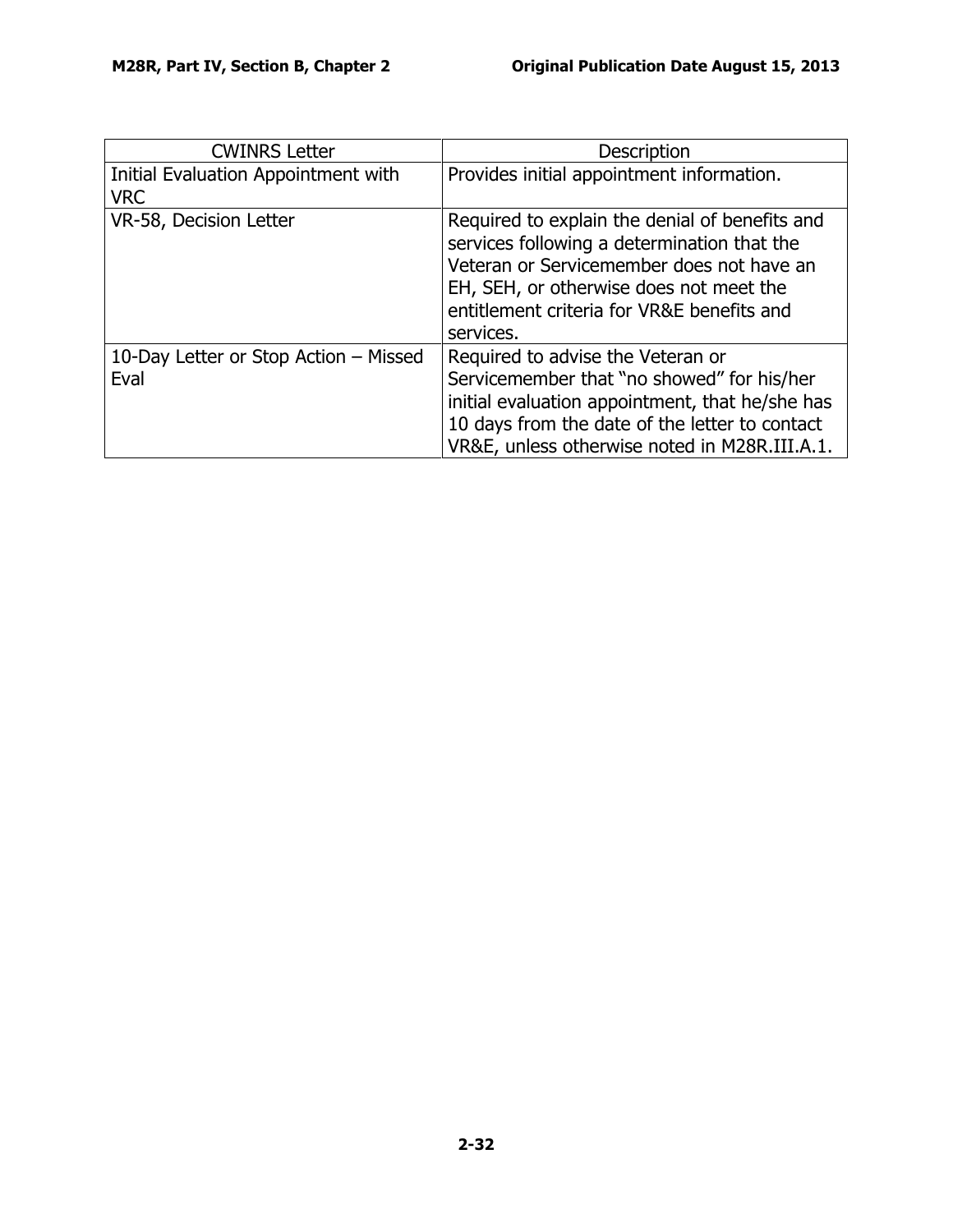| CWINRS Letter | Description |
|---|---|
| Initial Evaluation Appointment with VRC | Provides initial appointment information. |
| VR-58, Decision Letter | Required to explain the denial of benefits and services following a determination that the Veteran or Servicemember does not have an EH, SEH, or otherwise does not meet the entitlement criteria for VR&E benefits and services. |
| 10-Day Letter or Stop Action – Missed Eval | Required to advise the Veteran or Servicemember that "no showed" for his/her initial evaluation appointment, that he/she has 10 days from the date of the letter to contact VR&E, unless otherwise noted in M28R.III.A.1. |